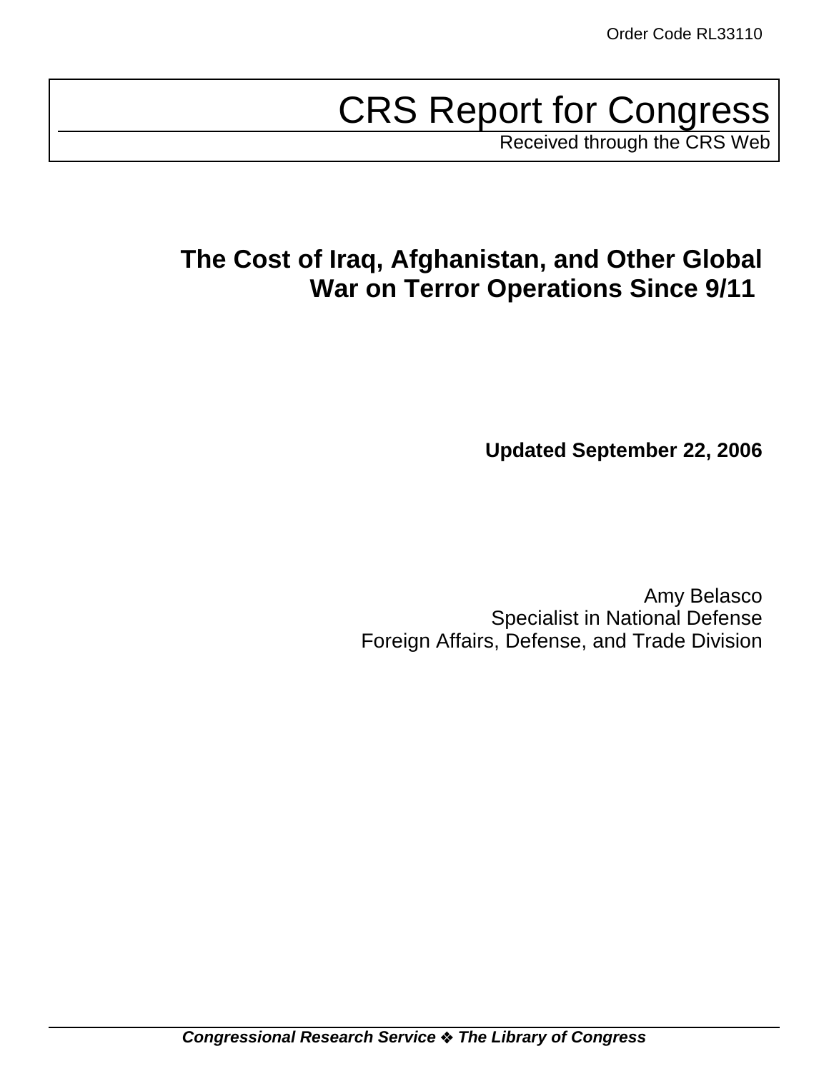Order Code RL33110

# CRS Report for Congress

Received through the CRS Web

## The Cost of Iraq, Afghanistan, and Other Global War on Terror Operations Since 9/11

**Updated September 22, 2006**

Amy Belasco
Specialist in National Defense
Foreign Affairs, Defense, and Trade Division

***Congressional Research Service ❖ The Library of Congress***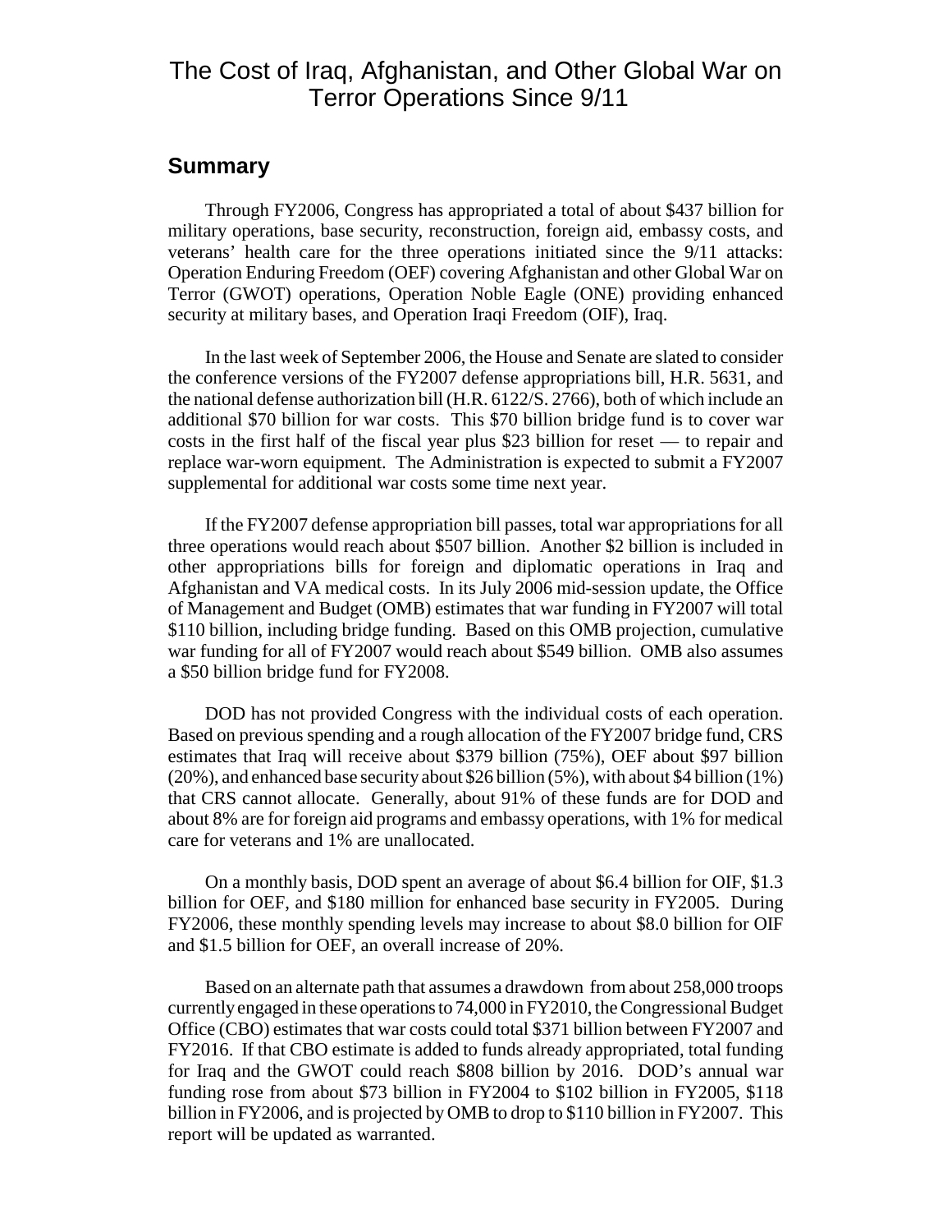# The Cost of Iraq, Afghanistan, and Other Global War on Terror Operations Since 9/11

## Summary

Through FY2006, Congress has appropriated a total of about $437 billion for military operations, base security, reconstruction, foreign aid, embassy costs, and veterans' health care for the three operations initiated since the 9/11 attacks: Operation Enduring Freedom (OEF) covering Afghanistan and other Global War on Terror (GWOT) operations, Operation Noble Eagle (ONE) providing enhanced security at military bases, and Operation Iraqi Freedom (OIF), Iraq.

In the last week of September 2006, the House and Senate are slated to consider the conference versions of the FY2007 defense appropriations bill, H.R. 5631, and the national defense authorization bill (H.R. 6122/S. 2766), both of which include an additional $70 billion for war costs. This $70 billion bridge fund is to cover war costs in the first half of the fiscal year plus $23 billion for reset — to repair and replace war-worn equipment. The Administration is expected to submit a FY2007 supplemental for additional war costs some time next year.

If the FY2007 defense appropriation bill passes, total war appropriations for all three operations would reach about $507 billion. Another $2 billion is included in other appropriations bills for foreign and diplomatic operations in Iraq and Afghanistan and VA medical costs. In its July 2006 mid-session update, the Office of Management and Budget (OMB) estimates that war funding in FY2007 will total $110 billion, including bridge funding. Based on this OMB projection, cumulative war funding for all of FY2007 would reach about $549 billion. OMB also assumes a $50 billion bridge fund for FY2008.

DOD has not provided Congress with the individual costs of each operation. Based on previous spending and a rough allocation of the FY2007 bridge fund, CRS estimates that Iraq will receive about $379 billion (75%), OEF about $97 billion (20%), and enhanced base security about $26 billion (5%), with about $4 billion (1%) that CRS cannot allocate. Generally, about 91% of these funds are for DOD and about 8% are for foreign aid programs and embassy operations, with 1% for medical care for veterans and 1% are unallocated.

On a monthly basis, DOD spent an average of about $6.4 billion for OIF, $1.3 billion for OEF, and $180 million for enhanced base security in FY2005. During FY2006, these monthly spending levels may increase to about $8.0 billion for OIF and $1.5 billion for OEF, an overall increase of 20%.

Based on an alternate path that assumes a drawdown from about 258,000 troops currently engaged in these operations to 74,000 in FY2010, the Congressional Budget Office (CBO) estimates that war costs could total $371 billion between FY2007 and FY2016. If that CBO estimate is added to funds already appropriated, total funding for Iraq and the GWOT could reach $808 billion by 2016. DOD's annual war funding rose from about $73 billion in FY2004 to $102 billion in FY2005, $118 billion in FY2006, and is projected by OMB to drop to $110 billion in FY2007. This report will be updated as warranted.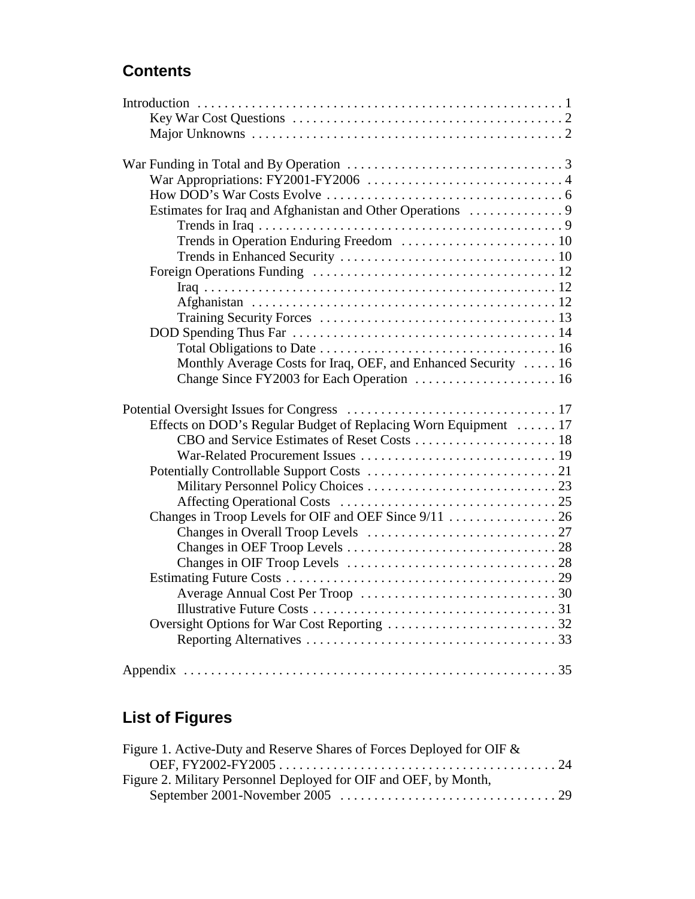## Contents

Introduction . . . . . . . . . . 1
- Key War Cost Questions . . . . . . . . . . 2
- Major Unknowns . . . . . . . . . . 2

War Funding in Total and By Operation . . . . . . . . . . 3
- War Appropriations: FY2001-FY2006 . . . . . . . . . . 4
- How DOD's War Costs Evolve . . . . . . . . . . 6
- Estimates for Iraq and Afghanistan and Other Operations . . . . . . . . . . 9
  - Trends in Iraq . . . . . . . . . . 9
  - Trends in Operation Enduring Freedom . . . . . . . . . . 10
  - Trends in Enhanced Security . . . . . . . . . . 10
- Foreign Operations Funding . . . . . . . . . . 12
  - Iraq . . . . . . . . . . 12
  - Afghanistan . . . . . . . . . . 12
  - Training Security Forces . . . . . . . . . . 13
- DOD Spending Thus Far . . . . . . . . . . 14
  - Total Obligations to Date . . . . . . . . . . 16
  - Monthly Average Costs for Iraq, OEF, and Enhanced Security . . . . . 16
  - Change Since FY2003 for Each Operation . . . . . . . . . . 16

Potential Oversight Issues for Congress . . . . . . . . . . 17
- Effects on DOD's Regular Budget of Replacing Worn Equipment . . . . . . 17
  - CBO and Service Estimates of Reset Costs . . . . . . . . . . 18
  - War-Related Procurement Issues . . . . . . . . . . 19
- Potentially Controllable Support Costs . . . . . . . . . . 21
  - Military Personnel Policy Choices . . . . . . . . . . 23
  - Affecting Operational Costs . . . . . . . . . . 25
- Changes in Troop Levels for OIF and OEF Since 9/11 . . . . . . . . . . 26
  - Changes in Overall Troop Levels . . . . . . . . . . 27
  - Changes in OEF Troop Levels . . . . . . . . . . 28
  - Changes in OIF Troop Levels . . . . . . . . . . 28
- Estimating Future Costs . . . . . . . . . . 29
  - Average Annual Cost Per Troop . . . . . . . . . . 30
  - Illustrative Future Costs . . . . . . . . . . 31
- Oversight Options for War Cost Reporting . . . . . . . . . . 32
  - Reporting Alternatives . . . . . . . . . . 33

Appendix . . . . . . . . . . 35

## List of Figures

Figure 1. Active-Duty and Reserve Shares of Forces Deployed for OIF & OEF, FY2002-FY2005 . . . . . . . . . . 24

Figure 2. Military Personnel Deployed for OIF and OEF, by Month, September 2001-November 2005 . . . . . . . . . . 29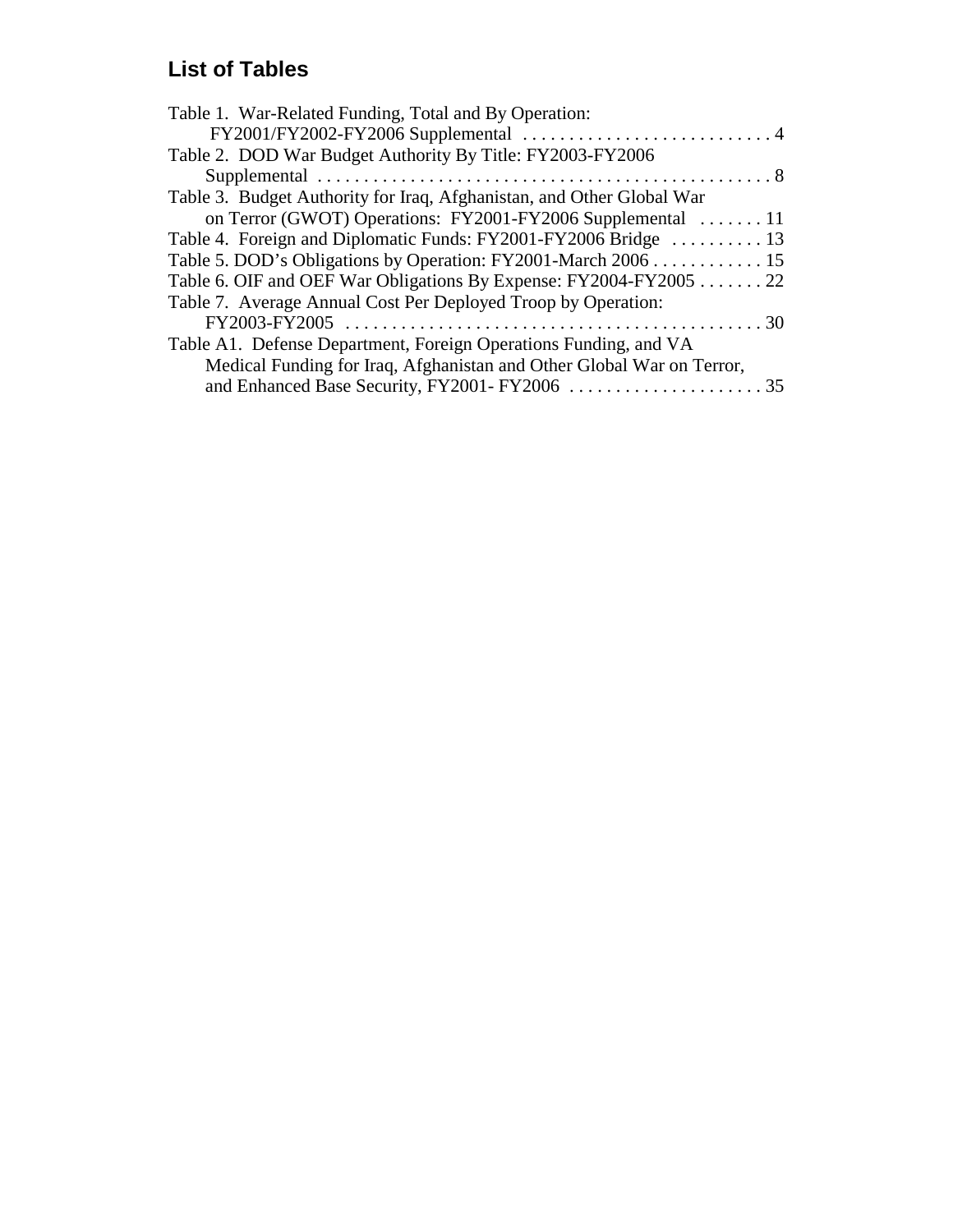## List of Tables

Table 1. War-Related Funding, Total and By Operation: FY2001/FY2002-FY2006 Supplemental . . . . . . . . . . . . . . . . . . . . . . . . . . . 4

Table 2. DOD War Budget Authority By Title: FY2003-FY2006 Supplemental . . . . . . . . . . . . . . . . . . . . . . . . . . . . . . . . . . . . . . . . . . . . . . . . . 8

Table 3. Budget Authority for Iraq, Afghanistan, and Other Global War on Terror (GWOT) Operations: FY2001-FY2006 Supplemental . . . . . . . 11

Table 4. Foreign and Diplomatic Funds: FY2001-FY2006 Bridge . . . . . . . . . . 13

Table 5. DOD's Obligations by Operation: FY2001-March 2006 . . . . . . . . . . . . 15

Table 6. OIF and OEF War Obligations By Expense: FY2004-FY2005 . . . . . . . 22

Table 7. Average Annual Cost Per Deployed Troop by Operation: FY2003-FY2005 . . . . . . . . . . . . . . . . . . . . . . . . . . . . . . . . . . . . . . . . . . . . . 30

Table A1. Defense Department, Foreign Operations Funding, and VA Medical Funding for Iraq, Afghanistan and Other Global War on Terror, and Enhanced Base Security, FY2001- FY2006 . . . . . . . . . . . . . . . . . . . . . . 35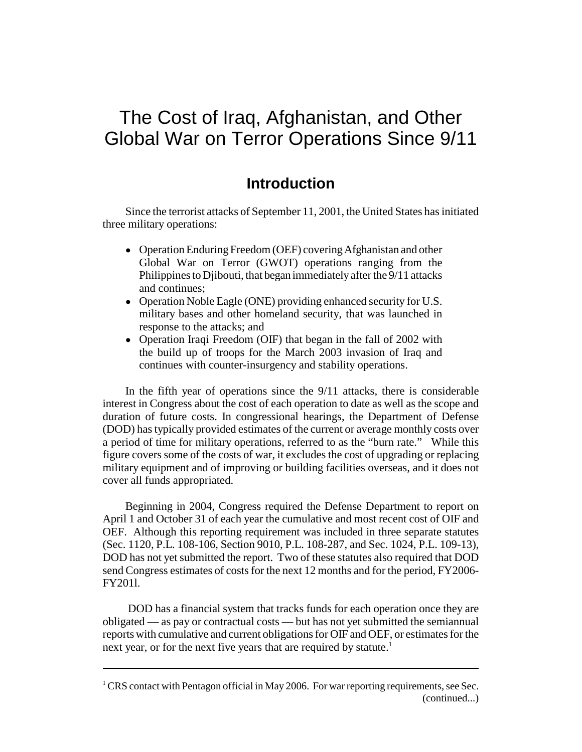# The Cost of Iraq, Afghanistan, and Other Global War on Terror Operations Since 9/11

## Introduction

Since the terrorist attacks of September 11, 2001, the United States has initiated three military operations:

- Operation Enduring Freedom (OEF) covering Afghanistan and other Global War on Terror (GWOT) operations ranging from the Philippines to Djibouti, that began immediately after the 9/11 attacks and continues;
- Operation Noble Eagle (ONE) providing enhanced security for U.S. military bases and other homeland security, that was launched in response to the attacks; and
- Operation Iraqi Freedom (OIF) that began in the fall of 2002 with the build up of troops for the March 2003 invasion of Iraq and continues with counter-insurgency and stability operations.

In the fifth year of operations since the 9/11 attacks, there is considerable interest in Congress about the cost of each operation to date as well as the scope and duration of future costs. In congressional hearings, the Department of Defense (DOD) has typically provided estimates of the current or average monthly costs over a period of time for military operations, referred to as the "burn rate." While this figure covers some of the costs of war, it excludes the cost of upgrading or replacing military equipment and of improving or building facilities overseas, and it does not cover all funds appropriated.

Beginning in 2004, Congress required the Defense Department to report on April 1 and October 31 of each year the cumulative and most recent cost of OIF and OEF. Although this reporting requirement was included in three separate statutes (Sec. 1120, P.L. 108-106, Section 9010, P.L. 108-287, and Sec. 1024, P.L. 109-13), DOD has not yet submitted the report. Two of these statutes also required that DOD send Congress estimates of costs for the next 12 months and for the period, FY2006-FY201l.

DOD has a financial system that tracks funds for each operation once they are obligated — as pay or contractual costs — but has not yet submitted the semiannual reports with cumulative and current obligations for OIF and OEF, or estimates for the next year, or for the next five years that are required by statute.[1]

---

[1] CRS contact with Pentagon official in May 2006. For war reporting requirements, see Sec. (continued...)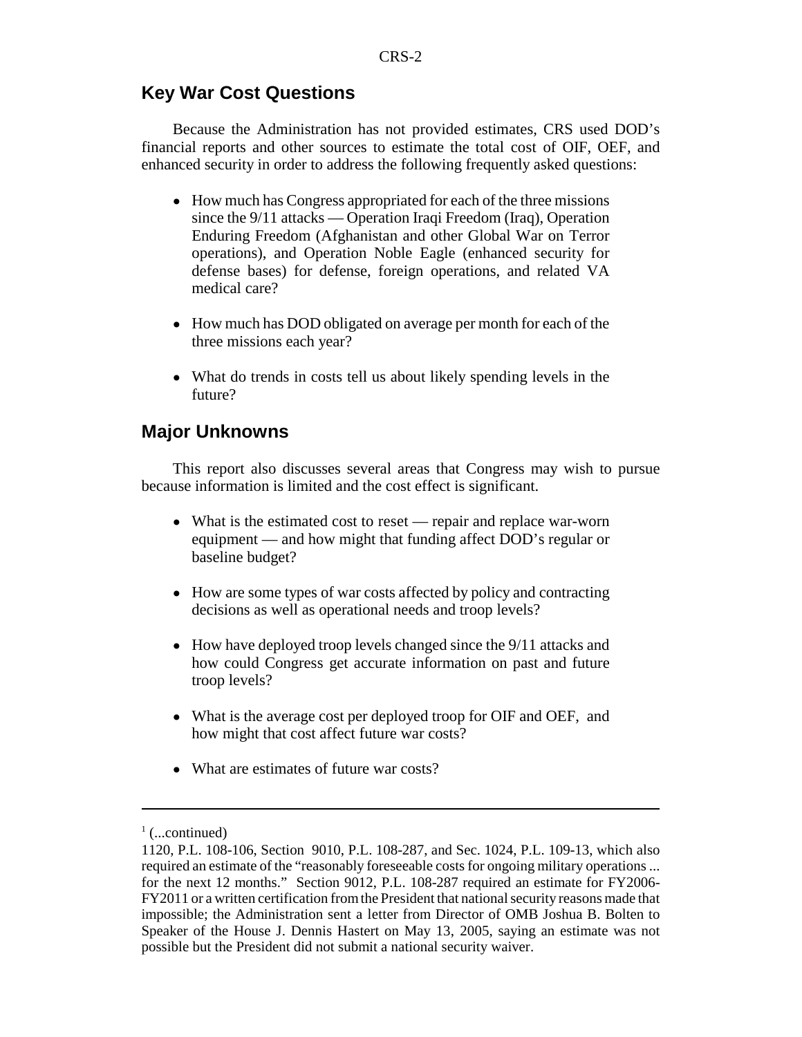## Key War Cost Questions

Because the Administration has not provided estimates, CRS used DOD's financial reports and other sources to estimate the total cost of OIF, OEF, and enhanced security in order to address the following frequently asked questions:

- How much has Congress appropriated for each of the three missions since the 9/11 attacks — Operation Iraqi Freedom (Iraq), Operation Enduring Freedom (Afghanistan and other Global War on Terror operations), and Operation Noble Eagle (enhanced security for defense bases) for defense, foreign operations, and related VA medical care?
- How much has DOD obligated on average per month for each of the three missions each year?
- What do trends in costs tell us about likely spending levels in the future?

## Major Unknowns

This report also discusses several areas that Congress may wish to pursue because information is limited and the cost effect is significant.

- What is the estimated cost to reset — repair and replace war-worn equipment — and how might that funding affect DOD's regular or baseline budget?
- How are some types of war costs affected by policy and contracting decisions as well as operational needs and troop levels?
- How have deployed troop levels changed since the 9/11 attacks and how could Congress get accurate information on past and future troop levels?
- What is the average cost per deployed troop for OIF and OEF, and how might that cost affect future war costs?
- What are estimates of future war costs?

---

[1] (...continued)
1120, P.L. 108-106, Section 9010, P.L. 108-287, and Sec. 1024, P.L. 109-13, which also required an estimate of the "reasonably foreseeable costs for ongoing military operations ... for the next 12 months." Section 9012, P.L. 108-287 required an estimate for FY2006-FY2011 or a written certification from the President that national security reasons made that impossible; the Administration sent a letter from Director of OMB Joshua B. Bolten to Speaker of the House J. Dennis Hastert on May 13, 2005, saying an estimate was not possible but the President did not submit a national security waiver.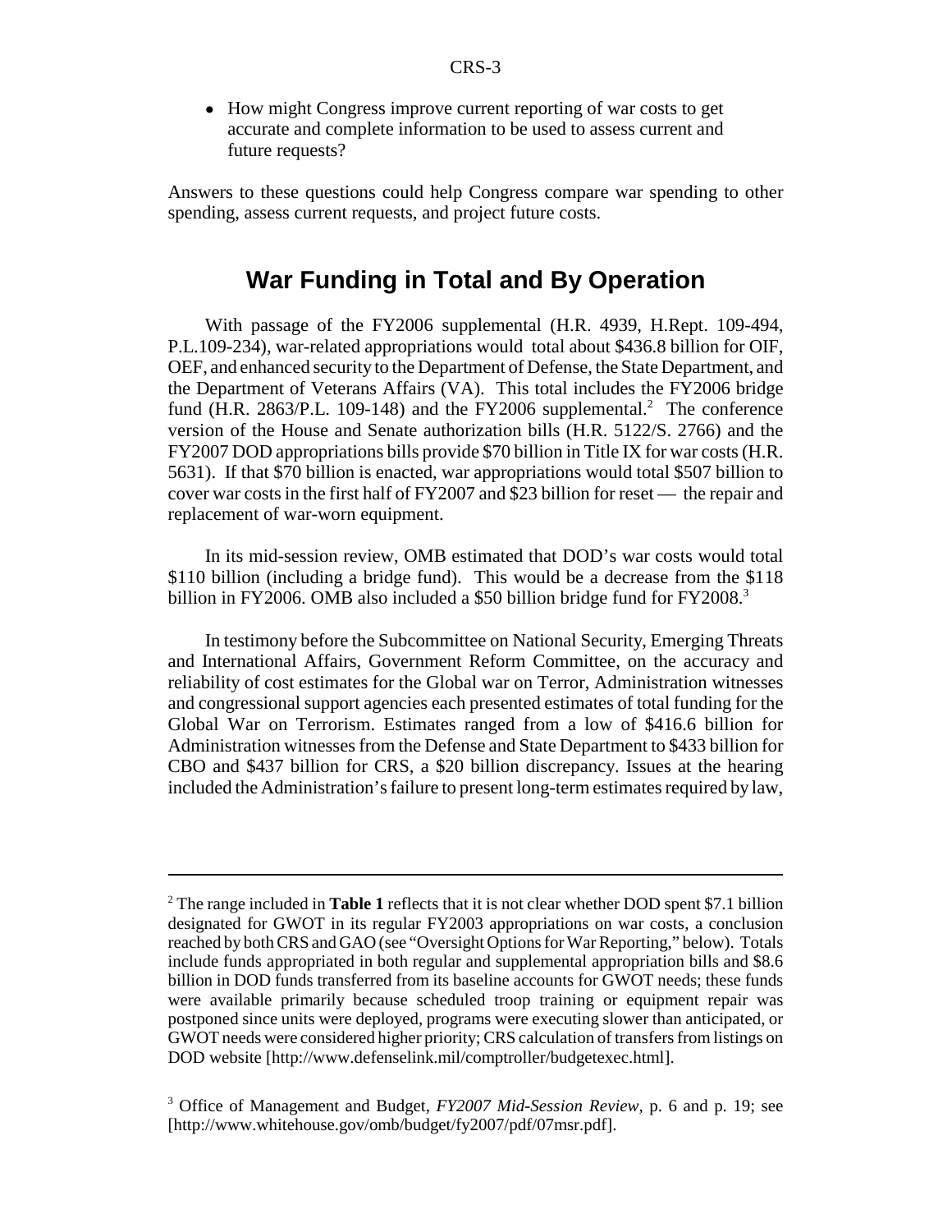- How might Congress improve current reporting of war costs to get accurate and complete information to be used to assess current and future requests?

Answers to these questions could help Congress compare war spending to other spending, assess current requests, and project future costs.

## War Funding in Total and By Operation

With passage of the FY2006 supplemental (H.R. 4939, H.Rept. 109-494, P.L.109-234), war-related appropriations would total about $436.8 billion for OIF, OEF, and enhanced security to the Department of Defense, the State Department, and the Department of Veterans Affairs (VA). This total includes the FY2006 bridge fund (H.R. 2863/P.L. 109-148) and the FY2006 supplemental.[2] The conference version of the House and Senate authorization bills (H.R. 5122/S. 2766) and the FY2007 DOD appropriations bills provide $70 billion in Title IX for war costs (H.R. 5631). If that $70 billion is enacted, war appropriations would total $507 billion to cover war costs in the first half of FY2007 and $23 billion for reset — the repair and replacement of war-worn equipment.

In its mid-session review, OMB estimated that DOD's war costs would total $110 billion (including a bridge fund). This would be a decrease from the $118 billion in FY2006. OMB also included a $50 billion bridge fund for FY2008.[3]

In testimony before the Subcommittee on National Security, Emerging Threats and International Affairs, Government Reform Committee, on the accuracy and reliability of cost estimates for the Global war on Terror, Administration witnesses and congressional support agencies each presented estimates of total funding for the Global War on Terrorism. Estimates ranged from a low of $416.6 billion for Administration witnesses from the Defense and State Department to $433 billion for CBO and $437 billion for CRS, a $20 billion discrepancy. Issues at the hearing included the Administration's failure to present long-term estimates required by law,

---

[2] The range included in **Table 1** reflects that it is not clear whether DOD spent $7.1 billion designated for GWOT in its regular FY2003 appropriations on war costs, a conclusion reached by both CRS and GAO (see "Oversight Options for War Reporting," below). Totals include funds appropriated in both regular and supplemental appropriation bills and $8.6 billion in DOD funds transferred from its baseline accounts for GWOT needs; these funds were available primarily because scheduled troop training or equipment repair was postponed since units were deployed, programs were executing slower than anticipated, or GWOT needs were considered higher priority; CRS calculation of transfers from listings on DOD website [http://www.defenselink.mil/comptroller/budgetexec.html].

[3] Office of Management and Budget, *FY2007 Mid-Session Review*, p. 6 and p. 19; see [http://www.whitehouse.gov/omb/budget/fy2007/pdf/07msr.pdf].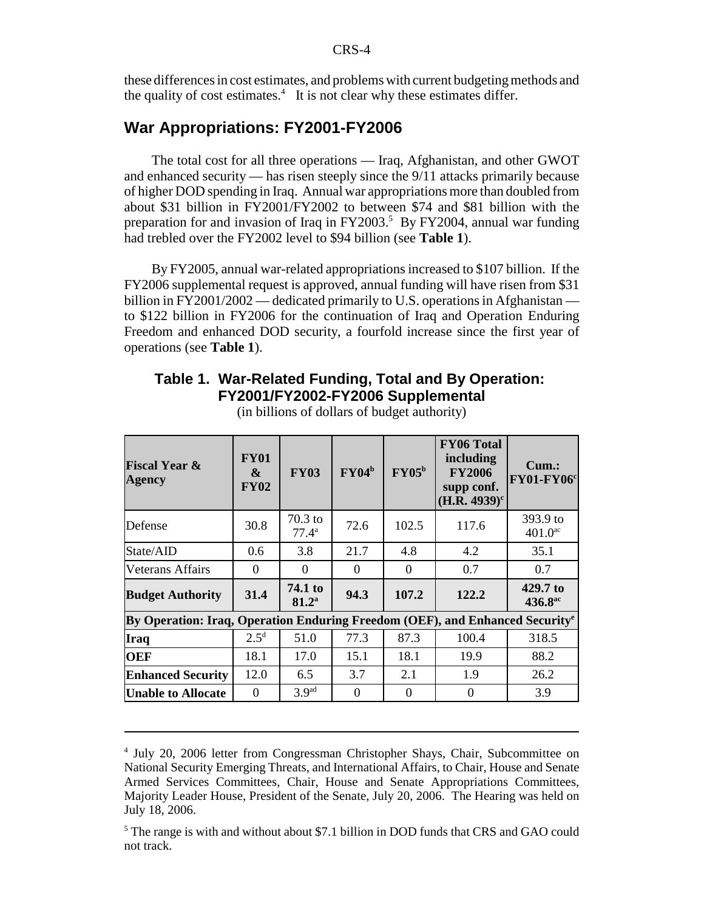these differences in cost estimates, and problems with current budgeting methods and the quality of cost estimates.[4] It is not clear why these estimates differ.

## War Appropriations: FY2001-FY2006

The total cost for all three operations — Iraq, Afghanistan, and other GWOT and enhanced security — has risen steeply since the 9/11 attacks primarily because of higher DOD spending in Iraq. Annual war appropriations more than doubled from about $31 billion in FY2001/FY2002 to between $74 and $81 billion with the preparation for and invasion of Iraq in FY2003.[5] By FY2004, annual war funding had trebled over the FY2002 level to $94 billion (see **Table 1**).

By FY2005, annual war-related appropriations increased to $107 billion. If the FY2006 supplemental request is approved, annual funding will have risen from $31 billion in FY2001/2002 — dedicated primarily to U.S. operations in Afghanistan — to $122 billion in FY2006 for the continuation of Iraq and Operation Enduring Freedom and enhanced DOD security, a fourfold increase since the first year of operations (see **Table 1**).

### Table 1. War-Related Funding, Total and By Operation: FY2001/FY2002-FY2006 Supplemental

(in billions of dollars of budget authority)

| Fiscal Year & Agency | FY01 & FY02 | FY03 | FY04[b] | FY05[b] | FY06 Total including FY2006 supp conf. (H.R. 4939)[c] | Cum.: FY01-FY06[c] |
|---|---|---|---|---|---|---|
| Defense | 30.8 | 70.3 to 77.4[a] | 72.6 | 102.5 | 117.6 | 393.9 to 401.0[ac] |
| State/AID | 0.6 | 3.8 | 21.7 | 4.8 | 4.2 | 35.1 |
| Veterans Affairs | 0 | 0 | 0 | 0 | 0.7 | 0.7 |
| **Budget Authority** | **31.4** | **74.1 to 81.2[a]** | **94.3** | **107.2** | **122.2** | **429.7 to 436.8[ac]** |
| **By Operation: Iraq, Operation Enduring Freedom (OEF), and Enhanced Security[e]** | | | | | | |
| **Iraq** | 2.5[d] | 51.0 | 77.3 | 87.3 | 100.4 | 318.5 |
| **OEF** | 18.1 | 17.0 | 15.1 | 18.1 | 19.9 | 88.2 |
| **Enhanced Security** | 12.0 | 6.5 | 3.7 | 2.1 | 1.9 | 26.2 |
| **Unable to Allocate** | 0 | 3.9[ad] | 0 | 0 | 0 | 3.9 |

---

[4] July 20, 2006 letter from Congressman Christopher Shays, Chair, Subcommittee on National Security Emerging Threats, and International Affairs, to Chair, House and Senate Armed Services Committees, Chair, House and Senate Appropriations Committees, Majority Leader House, President of the Senate, July 20, 2006. The Hearing was held on July 18, 2006.

[5] The range is with and without about $7.1 billion in DOD funds that CRS and GAO could not track.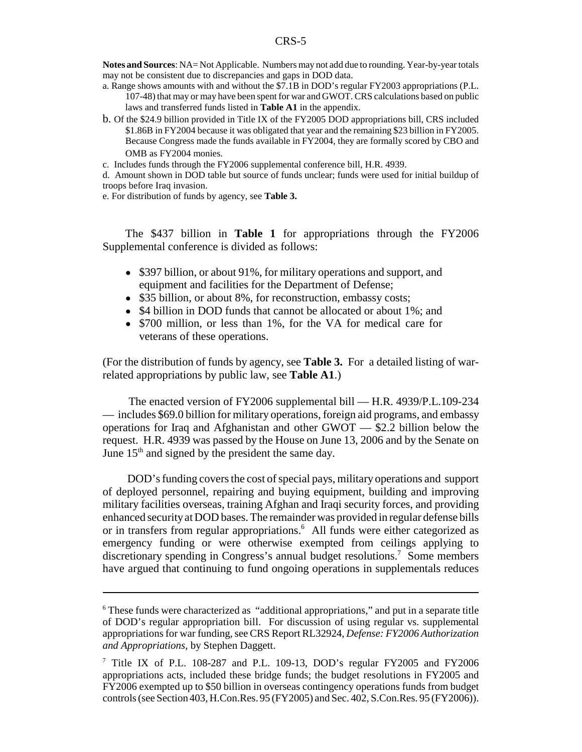**Notes and Sources**: NA= Not Applicable. Numbers may not add due to rounding. Year-by-year totals may not be consistent due to discrepancies and gaps in DOD data.

a. Range shows amounts with and without the $7.1B in DOD's regular FY2003 appropriations (P.L. 107-48) that may or may have been spent for war and GWOT. CRS calculations based on public laws and transferred funds listed in **Table A1** in the appendix.

b. Of the $24.9 billion provided in Title IX of the FY2005 DOD appropriations bill, CRS included $1.86B in FY2004 because it was obligated that year and the remaining $23 billion in FY2005. Because Congress made the funds available in FY2004, they are formally scored by CBO and OMB as FY2004 monies.

c. Includes funds through the FY2006 supplemental conference bill, H.R. 4939.

d. Amount shown in DOD table but source of funds unclear; funds were used for initial buildup of troops before Iraq invasion.

e. For distribution of funds by agency, see **Table 3.**

The $437 billion in **Table 1** for appropriations through the FY2006 Supplemental conference is divided as follows:

- $397 billion, or about 91%, for military operations and support, and equipment and facilities for the Department of Defense;
- $35 billion, or about 8%, for reconstruction, embassy costs;
- $4 billion in DOD funds that cannot be allocated or about 1%; and
- $700 million, or less than 1%, for the VA for medical care for veterans of these operations.

(For the distribution of funds by agency, see **Table 3.** For a detailed listing of war-related appropriations by public law, see **Table A1**.)

The enacted version of FY2006 supplemental bill — H.R. 4939/P.L.109-234 — includes $69.0 billion for military operations, foreign aid programs, and embassy operations for Iraq and Afghanistan and other GWOT — $2.2 billion below the request. H.R. 4939 was passed by the House on June 13, 2006 and by the Senate on June 15th and signed by the president the same day.

DOD's funding covers the cost of special pays, military operations and support of deployed personnel, repairing and buying equipment, building and improving military facilities overseas, training Afghan and Iraqi security forces, and providing enhanced security at DOD bases. The remainder was provided in regular defense bills or in transfers from regular appropriations.[6] All funds were either categorized as emergency funding or were otherwise exempted from ceilings applying to discretionary spending in Congress's annual budget resolutions.[7] Some members have argued that continuing to fund ongoing operations in supplementals reduces

---

[6] These funds were characterized as "additional appropriations," and put in a separate title of DOD's regular appropriation bill. For discussion of using regular vs. supplemental appropriations for war funding, see CRS Report RL32924, *Defense: FY2006 Authorization and Appropriations*, by Stephen Daggett.

[7] Title IX of P.L. 108-287 and P.L. 109-13, DOD's regular FY2005 and FY2006 appropriations acts, included these bridge funds; the budget resolutions in FY2005 and FY2006 exempted up to $50 billion in overseas contingency operations funds from budget controls (see Section 403, H.Con.Res. 95 (FY2005) and Sec. 402, S.Con.Res. 95 (FY2006)).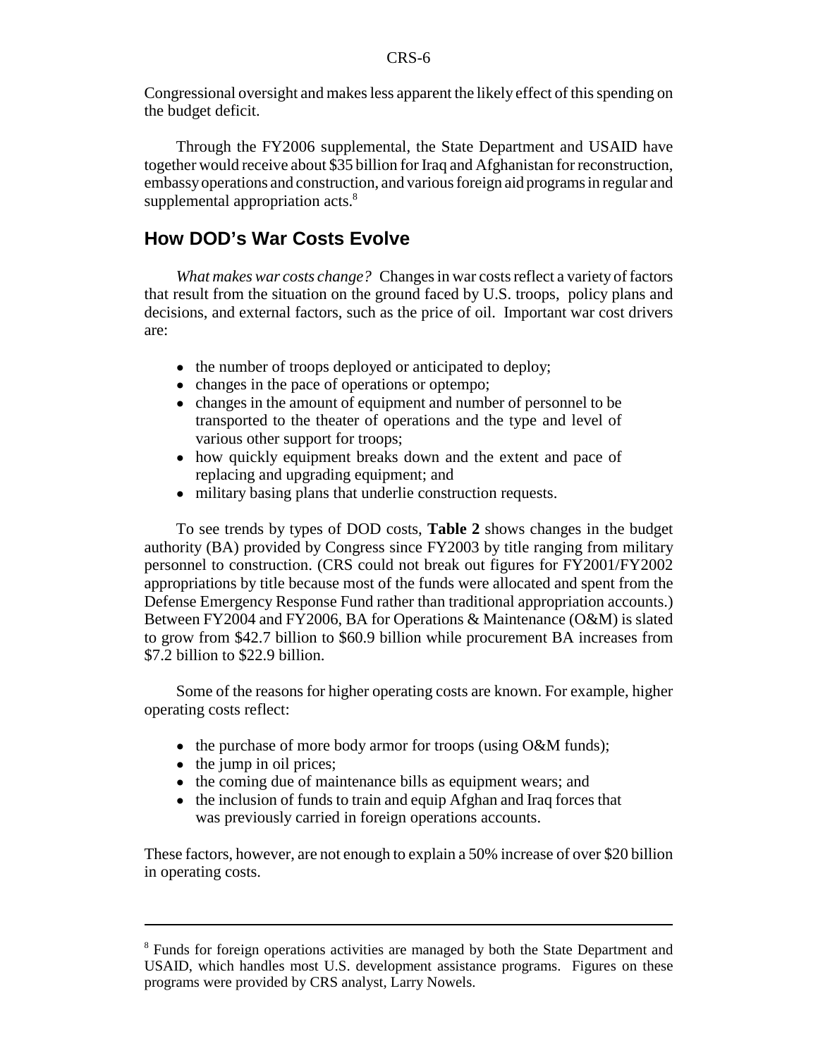Congressional oversight and makes less apparent the likely effect of this spending on the budget deficit.

Through the FY2006 supplemental, the State Department and USAID have together would receive about $35 billion for Iraq and Afghanistan for reconstruction, embassy operations and construction, and various foreign aid programs in regular and supplemental appropriation acts.[8]

## How DOD's War Costs Evolve

*What makes war costs change?* Changes in war costs reflect a variety of factors that result from the situation on the ground faced by U.S. troops, policy plans and decisions, and external factors, such as the price of oil. Important war cost drivers are:

- the number of troops deployed or anticipated to deploy;
- changes in the pace of operations or optempo;
- changes in the amount of equipment and number of personnel to be transported to the theater of operations and the type and level of various other support for troops;
- how quickly equipment breaks down and the extent and pace of replacing and upgrading equipment; and
- military basing plans that underlie construction requests.

To see trends by types of DOD costs, **Table 2** shows changes in the budget authority (BA) provided by Congress since FY2003 by title ranging from military personnel to construction. (CRS could not break out figures for FY2001/FY2002 appropriations by title because most of the funds were allocated and spent from the Defense Emergency Response Fund rather than traditional appropriation accounts.) Between FY2004 and FY2006, BA for Operations & Maintenance (O&M) is slated to grow from $42.7 billion to $60.9 billion while procurement BA increases from $7.2 billion to $22.9 billion.

Some of the reasons for higher operating costs are known. For example, higher operating costs reflect:

- the purchase of more body armor for troops (using O&M funds);
- the jump in oil prices;
- the coming due of maintenance bills as equipment wears; and
- the inclusion of funds to train and equip Afghan and Iraq forces that was previously carried in foreign operations accounts.

These factors, however, are not enough to explain a 50% increase of over $20 billion in operating costs.

---

[8] Funds for foreign operations activities are managed by both the State Department and USAID, which handles most U.S. development assistance programs. Figures on these programs were provided by CRS analyst, Larry Nowels.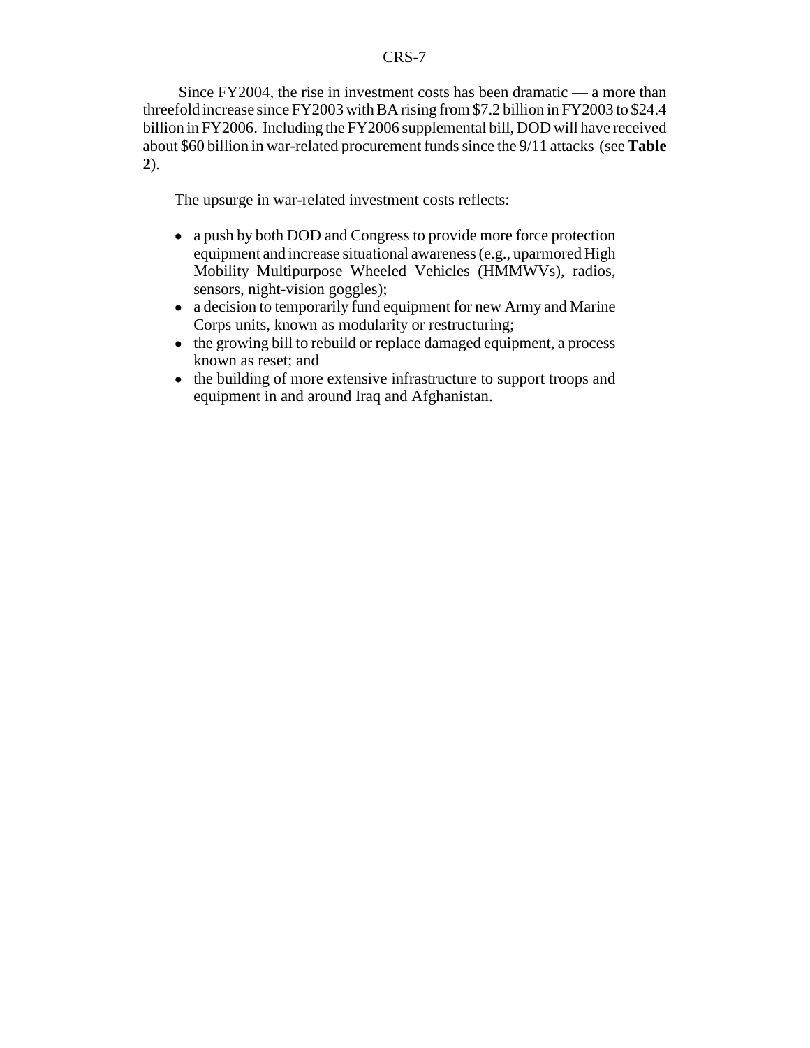Since FY2004, the rise in investment costs has been dramatic — a more than threefold increase since FY2003 with BA rising from $7.2 billion in FY2003 to $24.4 billion in FY2006. Including the FY2006 supplemental bill, DOD will have received about $60 billion in war-related procurement funds since the 9/11 attacks (see **Table 2**).

The upsurge in war-related investment costs reflects:

- a push by both DOD and Congress to provide more force protection equipment and increase situational awareness (e.g., uparmored High Mobility Multipurpose Wheeled Vehicles (HMMWVs), radios, sensors, night-vision goggles);
- a decision to temporarily fund equipment for new Army and Marine Corps units, known as modularity or restructuring;
- the growing bill to rebuild or replace damaged equipment, a process known as reset; and
- the building of more extensive infrastructure to support troops and equipment in and around Iraq and Afghanistan.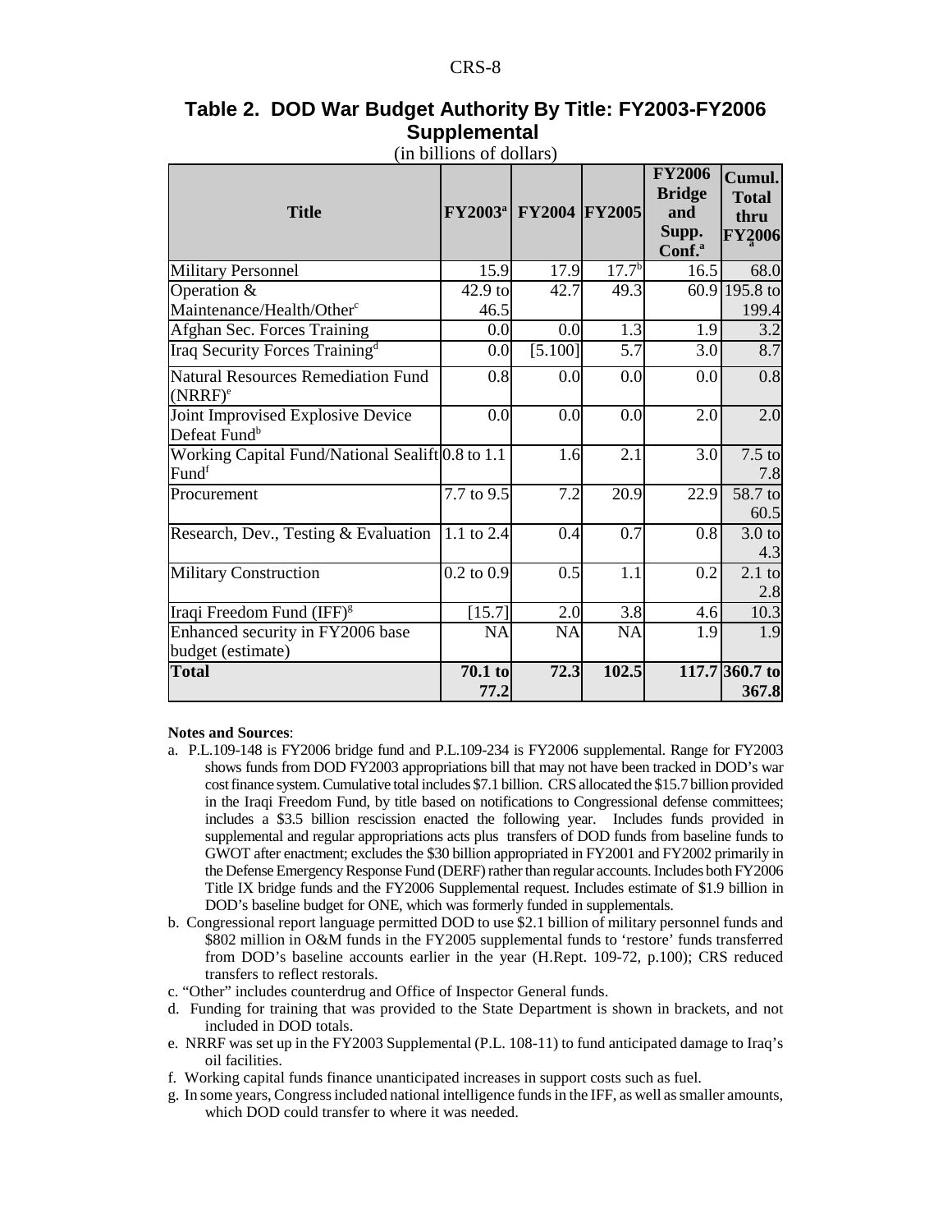## Table 2. DOD War Budget Authority By Title: FY2003-FY2006 Supplemental

(in billions of dollars)

| Title | FY2003[a] | FY2004 | FY2005 | FY2006 Bridge and Supp. Conf.[a] | Cumul. Total thru FY2006[a] |
|---|---|---|---|---|---|
| Military Personnel | 15.9 | 17.9 | 17.7[b] | 16.5 | 68.0 |
| Operation & Maintenance/Health/Other[c] | 42.9 to 46.5 | 42.7 | 49.3 | 60.9 | 195.8 to 199.4 |
| Afghan Sec. Forces Training | 0.0 | 0.0 | 1.3 | 1.9 | 3.2 |
| Iraq Security Forces Training[d] | 0.0 | [5.100] | 5.7 | 3.0 | 8.7 |
| Natural Resources Remediation Fund (NRRF)[e] | 0.8 | 0.0 | 0.0 | 0.0 | 0.8 |
| Joint Improvised Explosive Device Defeat Fund[b] | 0.0 | 0.0 | 0.0 | 2.0 | 2.0 |
| Working Capital Fund/National Sealift Fund[f] | 0.8 to 1.1 | 1.6 | 2.1 | 3.0 | 7.5 to 7.8 |
| Procurement | 7.7 to 9.5 | 7.2 | 20.9 | 22.9 | 58.7 to 60.5 |
| Research, Dev., Testing & Evaluation | 1.1 to 2.4 | 0.4 | 0.7 | 0.8 | 3.0 to 4.3 |
| Military Construction | 0.2 to 0.9 | 0.5 | 1.1 | 0.2 | 2.1 to 2.8 |
| Iraqi Freedom Fund (IFF)[g] | [15.7] | 2.0 | 3.8 | 4.6 | 10.3 |
| Enhanced security in FY2006 base budget (estimate) | NA | NA | NA | 1.9 | 1.9 |
| **Total** | **70.1 to 77.2** | **72.3** | **102.5** | **117.7** | **360.7 to 367.8** |

**Notes and Sources**:

a. P.L.109-148 is FY2006 bridge fund and P.L.109-234 is FY2006 supplemental. Range for FY2003 shows funds from DOD FY2003 appropriations bill that may not have been tracked in DOD's war cost finance system. Cumulative total includes $7.1 billion. CRS allocated the $15.7 billion provided in the Iraqi Freedom Fund, by title based on notifications to Congressional defense committees; includes a $3.5 billion rescission enacted the following year. Includes funds provided in supplemental and regular appropriations acts plus transfers of DOD funds from baseline funds to GWOT after enactment; excludes the $30 billion appropriated in FY2001 and FY2002 primarily in the Defense Emergency Response Fund (DERF) rather than regular accounts. Includes both FY2006 Title IX bridge funds and the FY2006 Supplemental request. Includes estimate of $1.9 billion in DOD's baseline budget for ONE, which was formerly funded in supplementals.

b. Congressional report language permitted DOD to use $2.1 billion of military personnel funds and $802 million in O&M funds in the FY2005 supplemental funds to 'restore' funds transferred from DOD's baseline accounts earlier in the year (H.Rept. 109-72, p.100); CRS reduced transfers to reflect restorals.

c. "Other" includes counterdrug and Office of Inspector General funds.

d. Funding for training that was provided to the State Department is shown in brackets, and not included in DOD totals.

e. NRRF was set up in the FY2003 Supplemental (P.L. 108-11) to fund anticipated damage to Iraq's oil facilities.

f. Working capital funds finance unanticipated increases in support costs such as fuel.

g. In some years, Congress included national intelligence funds in the IFF, as well as smaller amounts, which DOD could transfer to where it was needed.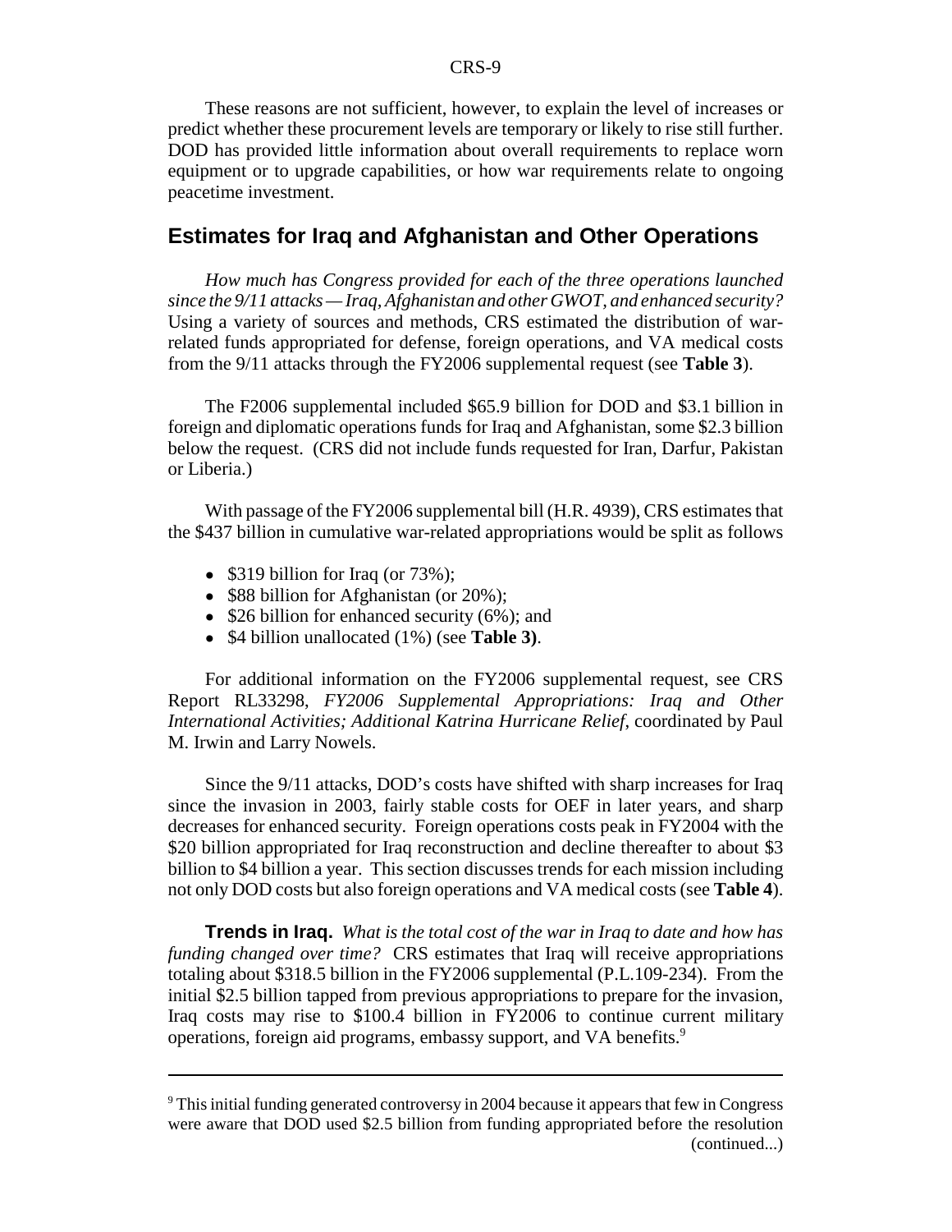These reasons are not sufficient, however, to explain the level of increases or predict whether these procurement levels are temporary or likely to rise still further. DOD has provided little information about overall requirements to replace worn equipment or to upgrade capabilities, or how war requirements relate to ongoing peacetime investment.

## Estimates for Iraq and Afghanistan and Other Operations

*How much has Congress provided for each of the three operations launched since the 9/11 attacks — Iraq, Afghanistan and other GWOT, and enhanced security?* Using a variety of sources and methods, CRS estimated the distribution of war-related funds appropriated for defense, foreign operations, and VA medical costs from the 9/11 attacks through the FY2006 supplemental request (see **Table 3**).

The F2006 supplemental included $65.9 billion for DOD and $3.1 billion in foreign and diplomatic operations funds for Iraq and Afghanistan, some $2.3 billion below the request. (CRS did not include funds requested for Iran, Darfur, Pakistan or Liberia.)

With passage of the FY2006 supplemental bill (H.R. 4939), CRS estimates that the $437 billion in cumulative war-related appropriations would be split as follows

- $319 billion for Iraq (or 73%);
- $88 billion for Afghanistan (or 20%);
- $26 billion for enhanced security (6%); and
- $4 billion unallocated (1%) (see **Table 3)**.

For additional information on the FY2006 supplemental request, see CRS Report RL33298, *FY2006 Supplemental Appropriations: Iraq and Other International Activities; Additional Katrina Hurricane Relief*, coordinated by Paul M. Irwin and Larry Nowels.

Since the 9/11 attacks, DOD's costs have shifted with sharp increases for Iraq since the invasion in 2003, fairly stable costs for OEF in later years, and sharp decreases for enhanced security. Foreign operations costs peak in FY2004 with the $20 billion appropriated for Iraq reconstruction and decline thereafter to about $3 billion to $4 billion a year. This section discusses trends for each mission including not only DOD costs but also foreign operations and VA medical costs (see **Table 4**).

**Trends in Iraq.** *What is the total cost of the war in Iraq to date and how has funding changed over time?* CRS estimates that Iraq will receive appropriations totaling about $318.5 billion in the FY2006 supplemental (P.L.109-234). From the initial $2.5 billion tapped from previous appropriations to prepare for the invasion, Iraq costs may rise to $100.4 billion in FY2006 to continue current military operations, foreign aid programs, embassy support, and VA benefits.[9]

---

[9] This initial funding generated controversy in 2004 because it appears that few in Congress were aware that DOD used $2.5 billion from funding appropriated before the resolution (continued...)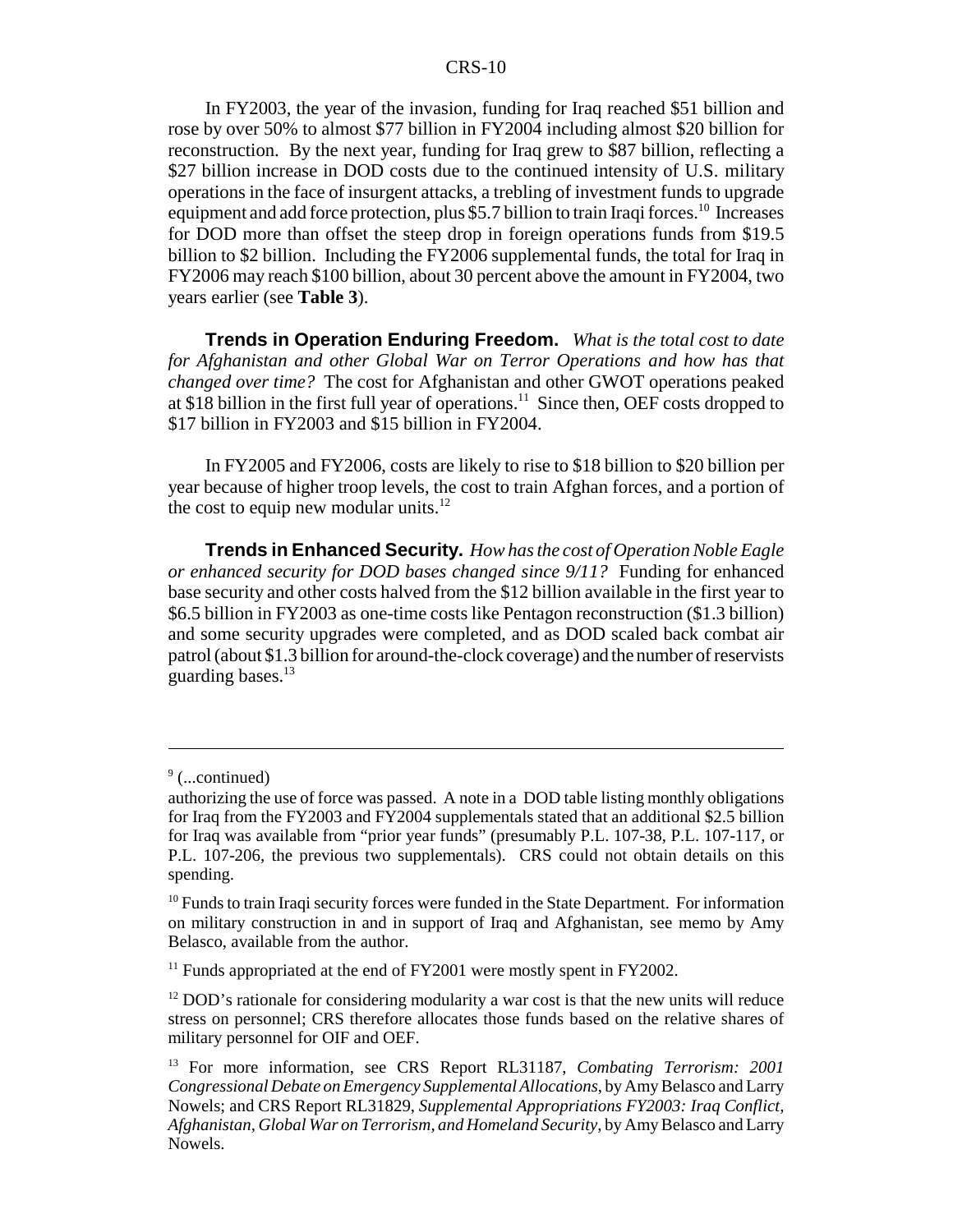In FY2003, the year of the invasion, funding for Iraq reached $51 billion and rose by over 50% to almost $77 billion in FY2004 including almost $20 billion for reconstruction. By the next year, funding for Iraq grew to $87 billion, reflecting a $27 billion increase in DOD costs due to the continued intensity of U.S. military operations in the face of insurgent attacks, a trebling of investment funds to upgrade equipment and add force protection, plus $5.7 billion to train Iraqi forces.[10] Increases for DOD more than offset the steep drop in foreign operations funds from $19.5 billion to $2 billion. Including the FY2006 supplemental funds, the total for Iraq in FY2006 may reach $100 billion, about 30 percent above the amount in FY2004, two years earlier (see **Table 3**).

**Trends in Operation Enduring Freedom.** *What is the total cost to date for Afghanistan and other Global War on Terror Operations and how has that changed over time?* The cost for Afghanistan and other GWOT operations peaked at $18 billion in the first full year of operations.[11] Since then, OEF costs dropped to $17 billion in FY2003 and $15 billion in FY2004.

In FY2005 and FY2006, costs are likely to rise to $18 billion to $20 billion per year because of higher troop levels, the cost to train Afghan forces, and a portion of the cost to equip new modular units.[12]

**Trends in Enhanced Security.** *How has the cost of Operation Noble Eagle or enhanced security for DOD bases changed since 9/11?* Funding for enhanced base security and other costs halved from the $12 billion available in the first year to $6.5 billion in FY2003 as one-time costs like Pentagon reconstruction ($1.3 billion) and some security upgrades were completed, and as DOD scaled back combat air patrol (about $1.3 billion for around-the-clock coverage) and the number of reservists guarding bases.[13]

---

[9] (...continued)
authorizing the use of force was passed. A note in a DOD table listing monthly obligations for Iraq from the FY2003 and FY2004 supplementals stated that an additional $2.5 billion for Iraq was available from "prior year funds" (presumably P.L. 107-38, P.L. 107-117, or P.L. 107-206, the previous two supplementals). CRS could not obtain details on this spending.

[10] Funds to train Iraqi security forces were funded in the State Department. For information on military construction in and in support of Iraq and Afghanistan, see memo by Amy Belasco, available from the author.

[11] Funds appropriated at the end of FY2001 were mostly spent in FY2002.

[12] DOD's rationale for considering modularity a war cost is that the new units will reduce stress on personnel; CRS therefore allocates those funds based on the relative shares of military personnel for OIF and OEF.

[13] For more information, see CRS Report RL31187, *Combating Terrorism: 2001 Congressional Debate on Emergency Supplemental Allocations*, by Amy Belasco and Larry Nowels; and CRS Report RL31829, *Supplemental Appropriations FY2003: Iraq Conflict, Afghanistan, Global War on Terrorism, and Homeland Security*, by Amy Belasco and Larry Nowels.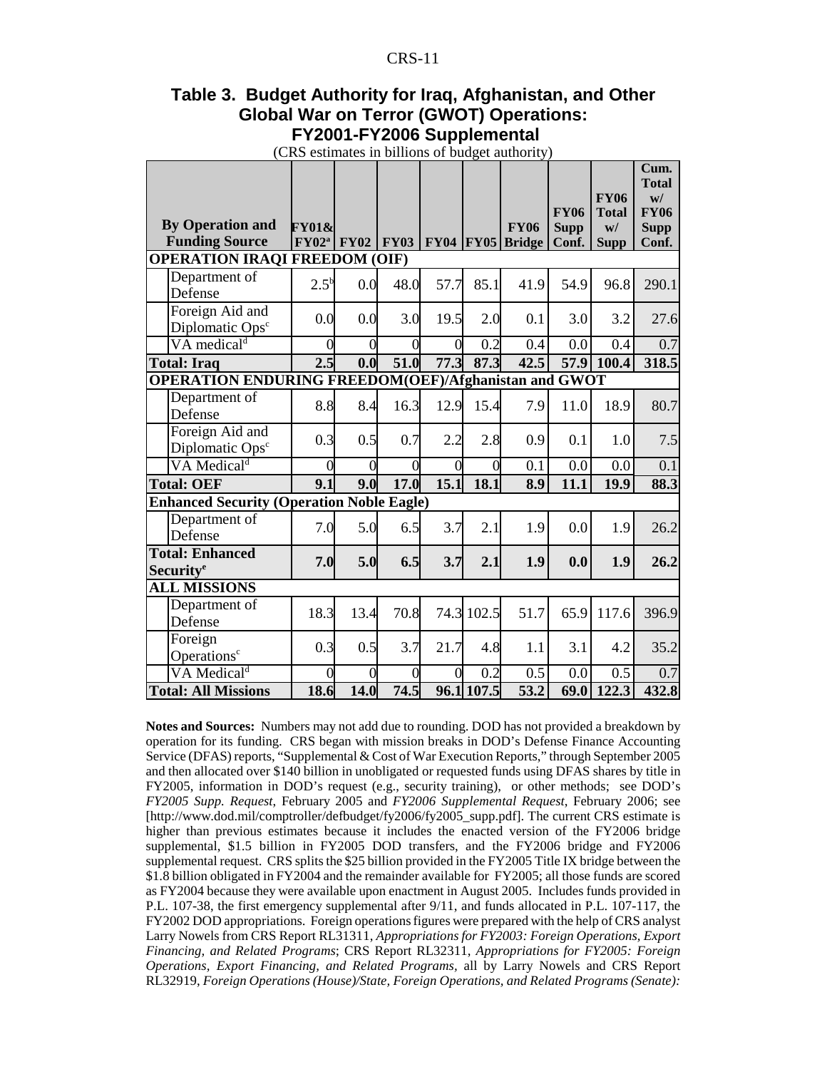## Table 3. Budget Authority for Iraq, Afghanistan, and Other Global War on Terror (GWOT) Operations: FY2001-FY2006 Supplemental

(CRS estimates in billions of budget authority)

| By Operation and Funding Source | FY01& FY02[a] | FY02 | FY03 | FY04 | FY05 | FY06 Bridge | FY06 Supp Conf. | FY06 Total w/ Supp | Cum. Total w/ FY06 Supp Conf. |
|---|---|---|---|---|---|---|---|---|---|
| **OPERATION IRAQI FREEDOM (OIF)** | | | | | | | | | |
| Department of Defense | 2.5[b] | 0.0 | 48.0 | 57.7 | 85.1 | 41.9 | 54.9 | 96.8 | 290.1 |
| Foreign Aid and Diplomatic Ops[c] | 0.0 | 0.0 | 3.0 | 19.5 | 2.0 | 0.1 | 3.0 | 3.2 | 27.6 |
| VA medical[d] | 0 | 0 | 0 | 0 | 0.2 | 0.4 | 0.0 | 0.4 | 0.7 |
| **Total: Iraq** | **2.5** | **0.0** | **51.0** | **77.3** | **87.3** | **42.5** | **57.9** | **100.4** | **318.5** |
| **OPERATION ENDURING FREEDOM(OEF)/Afghanistan and GWOT** | | | | | | | | | |
| Department of Defense | 8.8 | 8.4 | 16.3 | 12.9 | 15.4 | 7.9 | 11.0 | 18.9 | 80.7 |
| Foreign Aid and Diplomatic Ops[c] | 0.3 | 0.5 | 0.7 | 2.2 | 2.8 | 0.9 | 0.1 | 1.0 | 7.5 |
| VA Medical[d] | 0 | 0 | 0 | 0 | 0 | 0.1 | 0.0 | 0.0 | 0.1 |
| **Total: OEF** | **9.1** | **9.0** | **17.0** | **15.1** | **18.1** | **8.9** | **11.1** | **19.9** | **88.3** |
| **Enhanced Security (Operation Noble Eagle)** | | | | | | | | | |
| Department of Defense | 7.0 | 5.0 | 6.5 | 3.7 | 2.1 | 1.9 | 0.0 | 1.9 | 26.2 |
| **Total: Enhanced Security[e]** | **7.0** | **5.0** | **6.5** | **3.7** | **2.1** | **1.9** | **0.0** | **1.9** | **26.2** |
| **ALL MISSIONS** | | | | | | | | | |
| Department of Defense | 18.3 | 13.4 | 70.8 | 74.3 | 102.5 | 51.7 | 65.9 | 117.6 | 396.9 |
| Foreign Operations[c] | 0.3 | 0.5 | 3.7 | 21.7 | 4.8 | 1.1 | 3.1 | 4.2 | 35.2 |
| VA Medical[d] | 0 | 0 | 0 | 0 | 0.2 | 0.5 | 0.0 | 0.5 | 0.7 |
| **Total: All Missions** | **18.6** | **14.0** | **74.5** | **96.1** | **107.5** | **53.2** | **69.0** | **122.3** | **432.8** |

**Notes and Sources:** Numbers may not add due to rounding. DOD has not provided a breakdown by operation for its funding. CRS began with mission breaks in DOD's Defense Finance Accounting Service (DFAS) reports, "Supplemental & Cost of War Execution Reports," through September 2005 and then allocated over $140 billion in unobligated or requested funds using DFAS shares by title in FY2005, information in DOD's request (e.g., security training), or other methods; see DOD's *FY2005 Supp. Request*, February 2005 and *FY2006 Supplemental Request*, February 2006; see [http://www.dod.mil/comptroller/defbudget/fy2006/fy2005_supp.pdf]. The current CRS estimate is higher than previous estimates because it includes the enacted version of the FY2006 bridge supplemental, $1.5 billion in FY2005 DOD transfers, and the FY2006 bridge and FY2006 supplemental request. CRS splits the $25 billion provided in the FY2005 Title IX bridge between the $1.8 billion obligated in FY2004 and the remainder available for FY2005; all those funds are scored as FY2004 because they were available upon enactment in August 2005. Includes funds provided in P.L. 107-38, the first emergency supplemental after 9/11, and funds allocated in P.L. 107-117, the FY2002 DOD appropriations. Foreign operations figures were prepared with the help of CRS analyst Larry Nowels from CRS Report RL31311, *Appropriations for FY2003: Foreign Operations, Export Financing, and Related Programs*; CRS Report RL32311, *Appropriations for FY2005: Foreign Operations, Export Financing, and Related Programs,* all by Larry Nowels and CRS Report RL32919, *Foreign Operations (House)/State, Foreign Operations, and Related Programs (Senate):*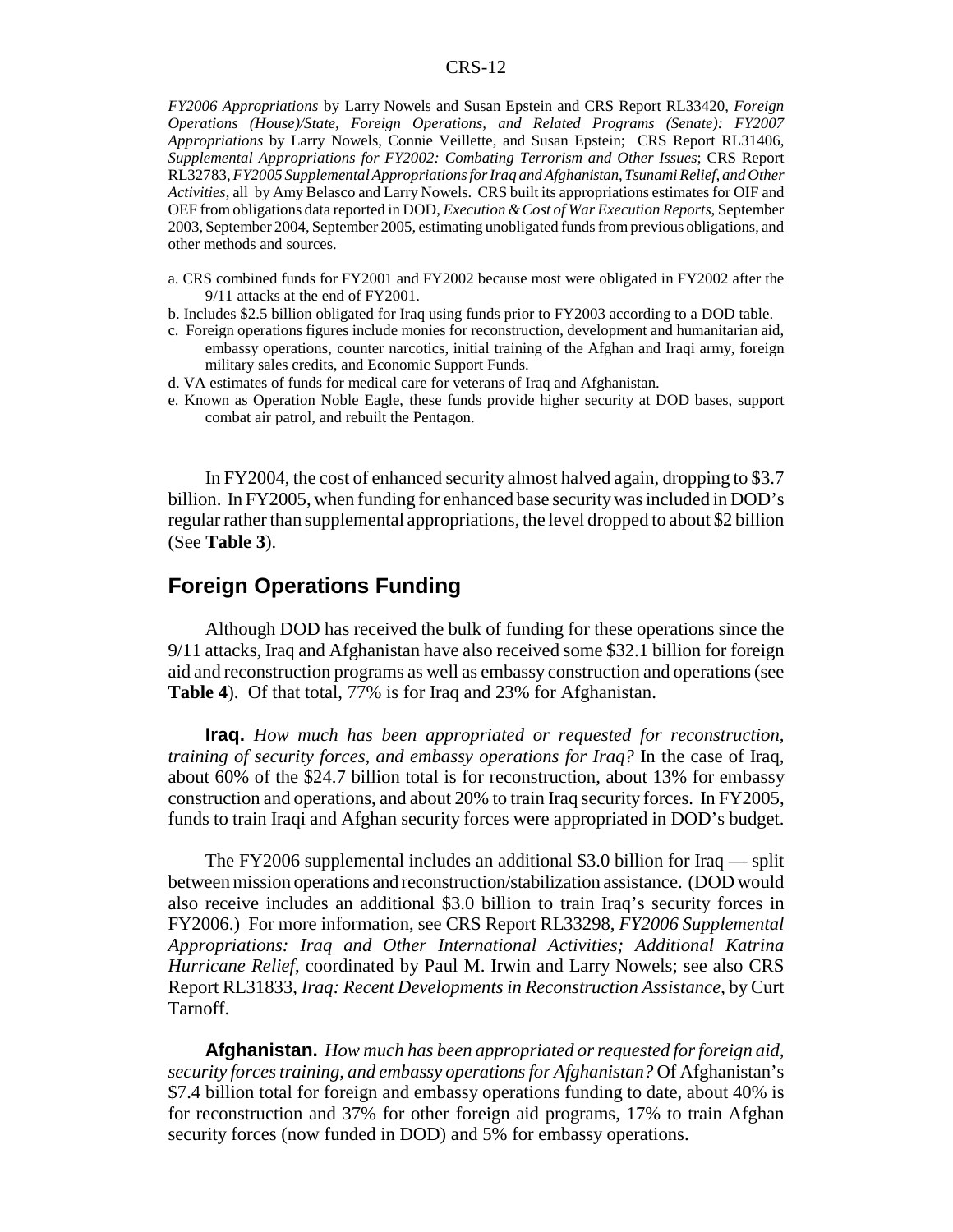*FY2006 Appropriations* by Larry Nowels and Susan Epstein and CRS Report RL33420, *Foreign Operations (House)/State, Foreign Operations, and Related Programs (Senate): FY2007 Appropriations* by Larry Nowels, Connie Veillette, and Susan Epstein; CRS Report RL31406, *Supplemental Appropriations for FY2002: Combating Terrorism and Other Issues*; CRS Report RL32783, *FY2005 Supplemental Appropriations for Iraq and Afghanistan, Tsunami Relief, and Other Activities*, all by Amy Belasco and Larry Nowels. CRS built its appropriations estimates for OIF and OEF from obligations data reported in DOD, *Execution & Cost of War Execution Reports*, September 2003, September 2004, September 2005, estimating unobligated funds from previous obligations, and other methods and sources.

a. CRS combined funds for FY2001 and FY2002 because most were obligated in FY2002 after the 9/11 attacks at the end of FY2001.

b. Includes $2.5 billion obligated for Iraq using funds prior to FY2003 according to a DOD table.

c. Foreign operations figures include monies for reconstruction, development and humanitarian aid, embassy operations, counter narcotics, initial training of the Afghan and Iraqi army, foreign military sales credits, and Economic Support Funds.

d. VA estimates of funds for medical care for veterans of Iraq and Afghanistan.

e. Known as Operation Noble Eagle, these funds provide higher security at DOD bases, support combat air patrol, and rebuilt the Pentagon.

In FY2004, the cost of enhanced security almost halved again, dropping to $3.7 billion. In FY2005, when funding for enhanced base security was included in DOD's regular rather than supplemental appropriations, the level dropped to about $2 billion (See **Table 3**).

## Foreign Operations Funding

Although DOD has received the bulk of funding for these operations since the 9/11 attacks, Iraq and Afghanistan have also received some $32.1 billion for foreign aid and reconstruction programs as well as embassy construction and operations (see **Table 4**). Of that total, 77% is for Iraq and 23% for Afghanistan.

**Iraq.** *How much has been appropriated or requested for reconstruction, training of security forces, and embassy operations for Iraq?* In the case of Iraq, about 60% of the $24.7 billion total is for reconstruction, about 13% for embassy construction and operations, and about 20% to train Iraq security forces. In FY2005, funds to train Iraqi and Afghan security forces were appropriated in DOD's budget.

The FY2006 supplemental includes an additional $3.0 billion for Iraq — split between mission operations and reconstruction/stabilization assistance. (DOD would also receive includes an additional $3.0 billion to train Iraq's security forces in FY2006.) For more information, see CRS Report RL33298, *FY2006 Supplemental Appropriations: Iraq and Other International Activities; Additional Katrina Hurricane Relief*, coordinated by Paul M. Irwin and Larry Nowels; see also CRS Report RL31833, *Iraq: Recent Developments in Reconstruction Assistance*, by Curt Tarnoff.

**Afghanistan.** *How much has been appropriated or requested for foreign aid, security forces training, and embassy operations for Afghanistan?* Of Afghanistan's $7.4 billion total for foreign and embassy operations funding to date, about 40% is for reconstruction and 37% for other foreign aid programs, 17% to train Afghan security forces (now funded in DOD) and 5% for embassy operations.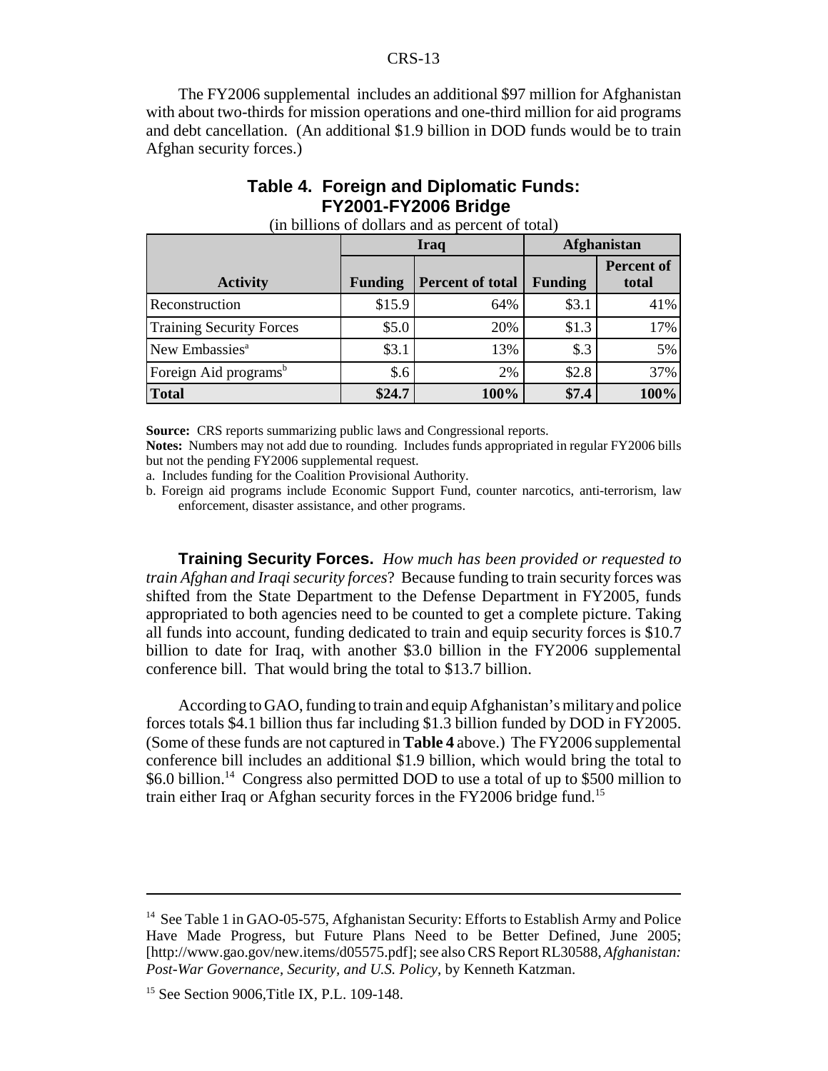The FY2006 supplemental includes an additional $97 million for Afghanistan with about two-thirds for mission operations and one-third million for aid programs and debt cancellation. (An additional $1.9 billion in DOD funds would be to train Afghan security forces.)

## Table 4. Foreign and Diplomatic Funds: FY2001-FY2006 Bridge

(in billions of dollars and as percent of total)

| | Iraq | | Afghanistan | |
|---|---|---|---|---|
| **Activity** | **Funding** | **Percent of total** | **Funding** | **Percent of total** |
| Reconstruction | $15.9 | 64% | $3.1 | 41% |
| Training Security Forces | $5.0 | 20% | $1.3 | 17% |
| New Embassies[a] | $3.1 | 13% | $.3 | 5% |
| Foreign Aid programs[b] | $.6 | 2% | $2.8 | 37% |
| **Total** | **$24.7** | **100%** | **$7.4** | **100%** |

**Source:** CRS reports summarizing public laws and Congressional reports.

**Notes:** Numbers may not add due to rounding. Includes funds appropriated in regular FY2006 bills but not the pending FY2006 supplemental request.

a. Includes funding for the Coalition Provisional Authority.

b. Foreign aid programs include Economic Support Fund, counter narcotics, anti-terrorism, law enforcement, disaster assistance, and other programs.

**Training Security Forces.** *How much has been provided or requested to train Afghan and Iraqi security forces*? Because funding to train security forces was shifted from the State Department to the Defense Department in FY2005, funds appropriated to both agencies need to be counted to get a complete picture. Taking all funds into account, funding dedicated to train and equip security forces is $10.7 billion to date for Iraq, with another $3.0 billion in the FY2006 supplemental conference bill. That would bring the total to $13.7 billion.

According to GAO, funding to train and equip Afghanistan's military and police forces totals $4.1 billion thus far including $1.3 billion funded by DOD in FY2005. (Some of these funds are not captured in **Table 4** above.) The FY2006 supplemental conference bill includes an additional $1.9 billion, which would bring the total to $6.0 billion.[14] Congress also permitted DOD to use a total of up to $500 million to train either Iraq or Afghan security forces in the FY2006 bridge fund.[15]

---

[14] See Table 1 in GAO-05-575, Afghanistan Security: Efforts to Establish Army and Police Have Made Progress, but Future Plans Need to be Better Defined, June 2005; [http://www.gao.gov/new.items/d05575.pdf]; see also CRS Report RL30588, *Afghanistan: Post-War Governance, Security, and U.S. Policy*, by Kenneth Katzman.

[15] See Section 9006,Title IX, P.L. 109-148.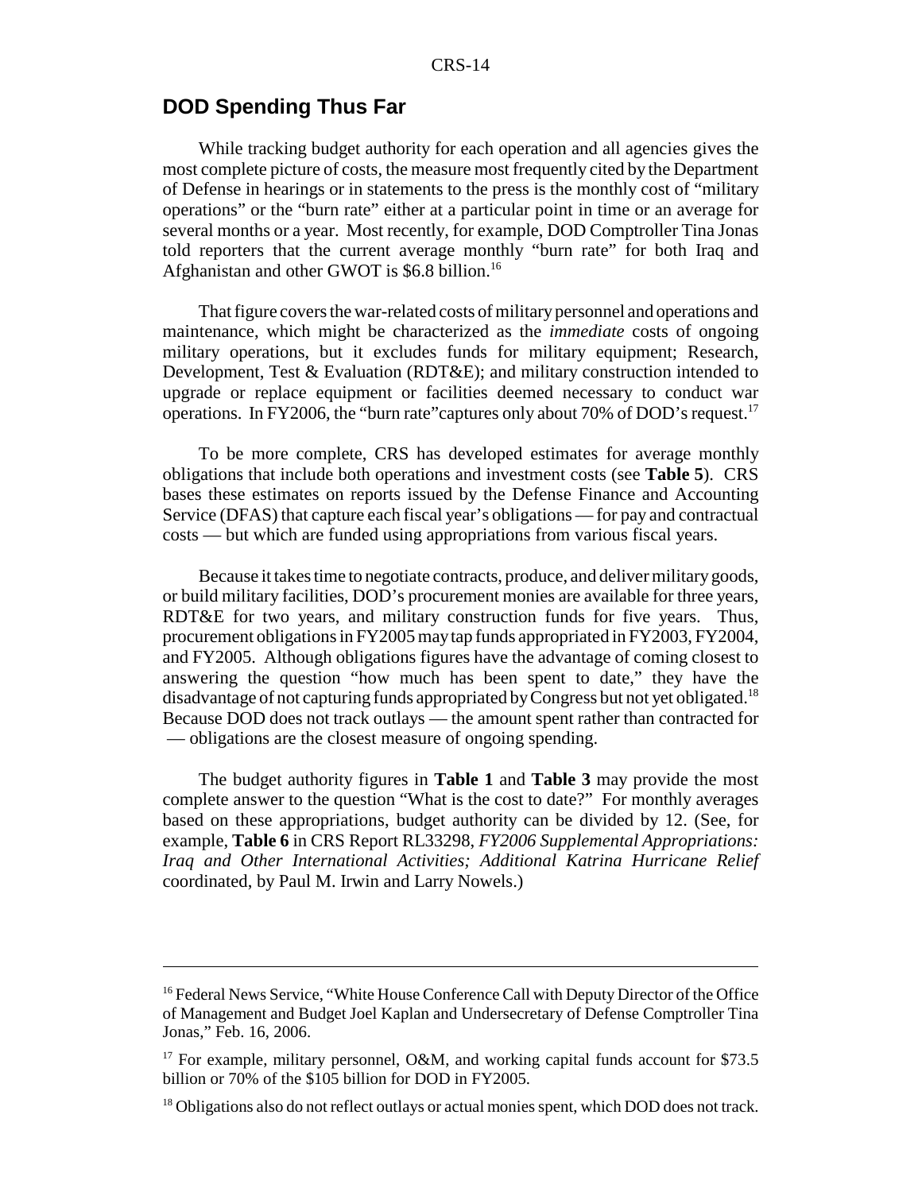## DOD Spending Thus Far

While tracking budget authority for each operation and all agencies gives the most complete picture of costs, the measure most frequently cited by the Department of Defense in hearings or in statements to the press is the monthly cost of "military operations" or the "burn rate" either at a particular point in time or an average for several months or a year. Most recently, for example, DOD Comptroller Tina Jonas told reporters that the current average monthly "burn rate" for both Iraq and Afghanistan and other GWOT is $6.8 billion.[16]

That figure covers the war-related costs of military personnel and operations and maintenance, which might be characterized as the *immediate* costs of ongoing military operations, but it excludes funds for military equipment; Research, Development, Test & Evaluation (RDT&E); and military construction intended to upgrade or replace equipment or facilities deemed necessary to conduct war operations. In FY2006, the "burn rate"captures only about 70% of DOD's request.[17]

To be more complete, CRS has developed estimates for average monthly obligations that include both operations and investment costs (see **Table 5**). CRS bases these estimates on reports issued by the Defense Finance and Accounting Service (DFAS) that capture each fiscal year's obligations — for pay and contractual costs — but which are funded using appropriations from various fiscal years.

Because it takes time to negotiate contracts, produce, and deliver military goods, or build military facilities, DOD's procurement monies are available for three years, RDT&E for two years, and military construction funds for five years. Thus, procurement obligations in FY2005 may tap funds appropriated in FY2003, FY2004, and FY2005. Although obligations figures have the advantage of coming closest to answering the question "how much has been spent to date," they have the disadvantage of not capturing funds appropriated by Congress but not yet obligated.[18] Because DOD does not track outlays — the amount spent rather than contracted for — obligations are the closest measure of ongoing spending.

The budget authority figures in **Table 1** and **Table 3** may provide the most complete answer to the question "What is the cost to date?" For monthly averages based on these appropriations, budget authority can be divided by 12. (See, for example, **Table 6** in CRS Report RL33298, *FY2006 Supplemental Appropriations: Iraq and Other International Activities; Additional Katrina Hurricane Relief* coordinated, by Paul M. Irwin and Larry Nowels.)

---

[16] Federal News Service, "White House Conference Call with Deputy Director of the Office of Management and Budget Joel Kaplan and Undersecretary of Defense Comptroller Tina Jonas," Feb. 16, 2006.

[17] For example, military personnel, O&M, and working capital funds account for $73.5 billion or 70% of the $105 billion for DOD in FY2005.

[18] Obligations also do not reflect outlays or actual monies spent, which DOD does not track.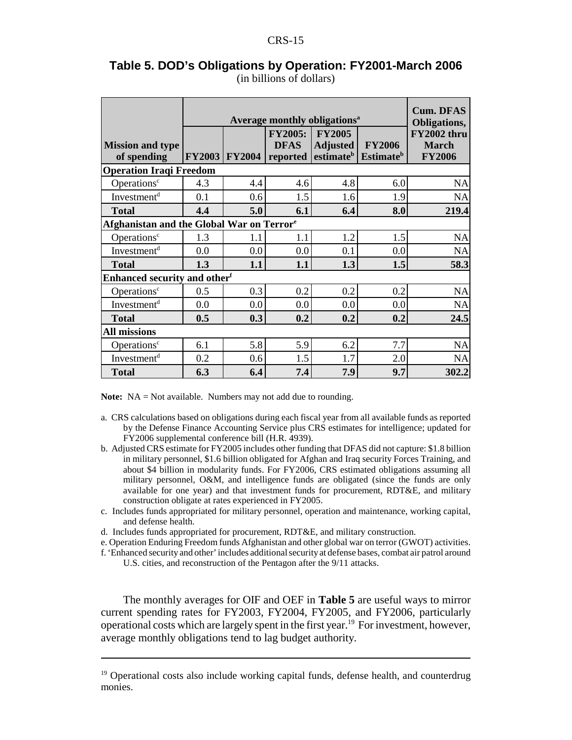**Table 5. DOD's Obligations by Operation: FY2001-March 2006**
(in billions of dollars)

| Mission and type of spending | Average monthly obligations[a] | | | | | Cum. DFAS Obligations, FY2002 thru March FY2006 |
|---|---|---|---|---|---|---|
| | FY2003 | FY2004 | FY2005: DFAS reported | FY2005 Adjusted estimate[b] | FY2006 Estimate[b] | |
| **Operation Iraqi Freedom** | | | | | | |
| Operations[c] | 4.3 | 4.4 | 4.6 | 4.8 | 6.0 | NA |
| Investment[d] | 0.1 | 0.6 | 1.5 | 1.6 | 1.9 | NA |
| **Total** | **4.4** | **5.0** | **6.1** | **6.4** | **8.0** | **219.4** |
| **Afghanistan and the Global War on Terror[e]** | | | | | | |
| Operations[c] | 1.3 | 1.1 | 1.1 | 1.2 | 1.5 | NA |
| Investment[d] | 0.0 | 0.0 | 0.0 | 0.1 | 0.0 | NA |
| **Total** | **1.3** | **1.1** | **1.1** | **1.3** | **1.5** | **58.3** |
| **Enhanced security and other[f]** | | | | | | |
| Operations[c] | 0.5 | 0.3 | 0.2 | 0.2 | 0.2 | NA |
| Investment[d] | 0.0 | 0.0 | 0.0 | 0.0 | 0.0 | NA |
| **Total** | **0.5** | **0.3** | **0.2** | **0.2** | **0.2** | **24.5** |
| **All missions** | | | | | | |
| Operations[c] | 6.1 | 5.8 | 5.9 | 6.2 | 7.7 | NA |
| Investment[d] | 0.2 | 0.6 | 1.5 | 1.7 | 2.0 | NA |
| **Total** | **6.3** | **6.4** | **7.4** | **7.9** | **9.7** | **302.2** |

**Note:** NA = Not available. Numbers may not add due to rounding.

a. CRS calculations based on obligations during each fiscal year from all available funds as reported by the Defense Finance Accounting Service plus CRS estimates for intelligence; updated for FY2006 supplemental conference bill (H.R. 4939).

b. Adjusted CRS estimate for FY2005 includes other funding that DFAS did not capture: $1.8 billion in military personnel, $1.6 billion obligated for Afghan and Iraq security Forces Training, and about $4 billion in modularity funds. For FY2006, CRS estimated obligations assuming all military personnel, O&M, and intelligence funds are obligated (since the funds are only available for one year) and that investment funds for procurement, RDT&E, and military construction obligate at rates experienced in FY2005.

c. Includes funds appropriated for military personnel, operation and maintenance, working capital, and defense health.

d. Includes funds appropriated for procurement, RDT&E, and military construction.

e. Operation Enduring Freedom funds Afghanistan and other global war on terror (GWOT) activities.

f. 'Enhanced security and other' includes additional security at defense bases, combat air patrol around U.S. cities, and reconstruction of the Pentagon after the 9/11 attacks.

The monthly averages for OIF and OEF in **Table 5** are useful ways to mirror current spending rates for FY2003, FY2004, FY2005, and FY2006, particularly operational costs which are largely spent in the first year.[19] For investment, however, average monthly obligations tend to lag budget authority.

---

[19] Operational costs also include working capital funds, defense health, and counterdrug monies.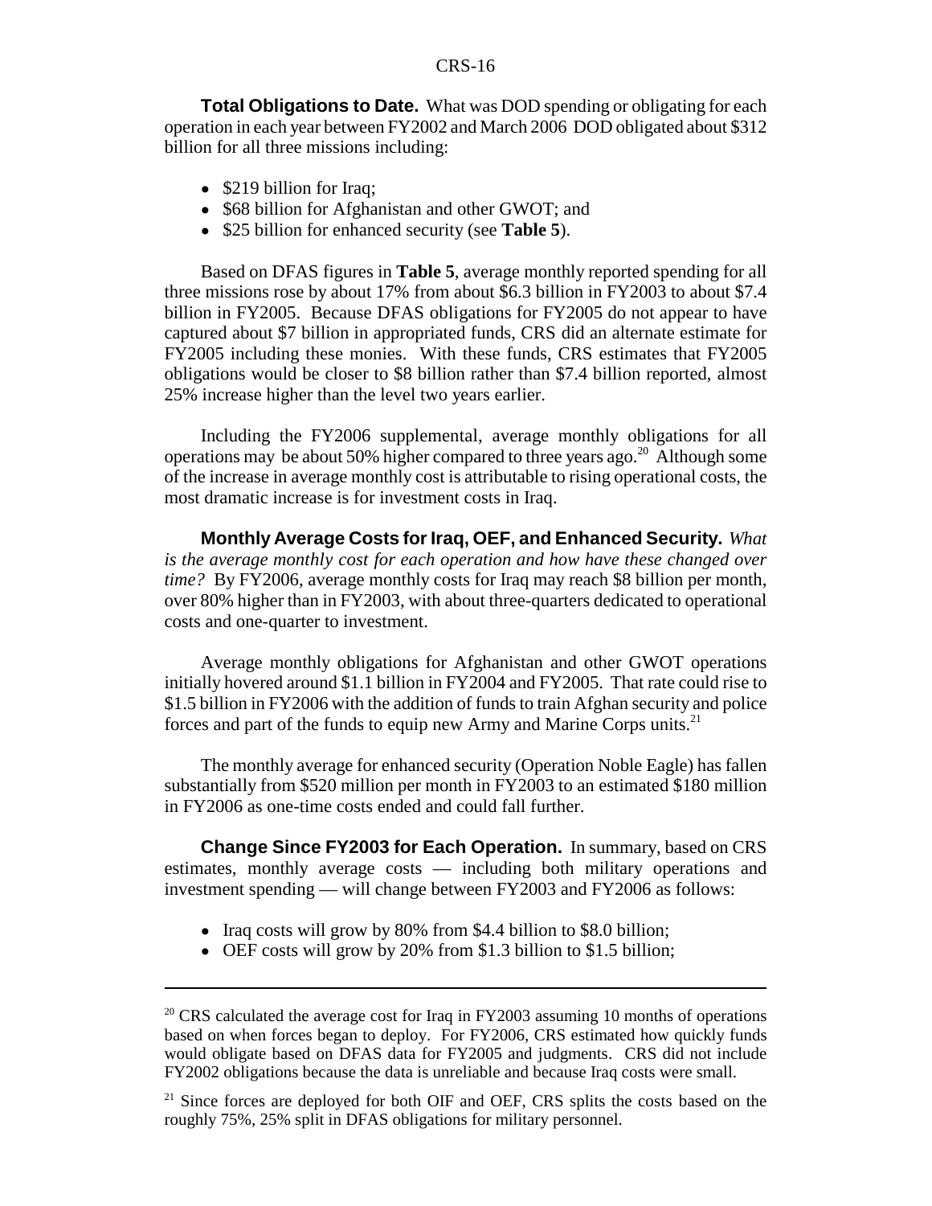**Total Obligations to Date.** What was DOD spending or obligating for each operation in each year between FY2002 and March 2006 DOD obligated about $312 billion for all three missions including:

- $219 billion for Iraq;
- $68 billion for Afghanistan and other GWOT; and
- $25 billion for enhanced security (see **Table 5**).

Based on DFAS figures in **Table 5**, average monthly reported spending for all three missions rose by about 17% from about $6.3 billion in FY2003 to about $7.4 billion in FY2005. Because DFAS obligations for FY2005 do not appear to have captured about $7 billion in appropriated funds, CRS did an alternate estimate for FY2005 including these monies. With these funds, CRS estimates that FY2005 obligations would be closer to $8 billion rather than $7.4 billion reported, almost 25% increase higher than the level two years earlier.

Including the FY2006 supplemental, average monthly obligations for all operations may be about 50% higher compared to three years ago.[20] Although some of the increase in average monthly cost is attributable to rising operational costs, the most dramatic increase is for investment costs in Iraq.

**Monthly Average Costs for Iraq, OEF, and Enhanced Security.** *What is the average monthly cost for each operation and how have these changed over time?* By FY2006, average monthly costs for Iraq may reach $8 billion per month, over 80% higher than in FY2003, with about three-quarters dedicated to operational costs and one-quarter to investment.

Average monthly obligations for Afghanistan and other GWOT operations initially hovered around $1.1 billion in FY2004 and FY2005. That rate could rise to $1.5 billion in FY2006 with the addition of funds to train Afghan security and police forces and part of the funds to equip new Army and Marine Corps units.[21]

The monthly average for enhanced security (Operation Noble Eagle) has fallen substantially from $520 million per month in FY2003 to an estimated $180 million in FY2006 as one-time costs ended and could fall further.

**Change Since FY2003 for Each Operation.** In summary, based on CRS estimates, monthly average costs — including both military operations and investment spending — will change between FY2003 and FY2006 as follows:

- Iraq costs will grow by 80% from $4.4 billion to $8.0 billion;
- OEF costs will grow by 20% from $1.3 billion to $1.5 billion;

---

[20] CRS calculated the average cost for Iraq in FY2003 assuming 10 months of operations based on when forces began to deploy. For FY2006, CRS estimated how quickly funds would obligate based on DFAS data for FY2005 and judgments. CRS did not include FY2002 obligations because the data is unreliable and because Iraq costs were small.

[21] Since forces are deployed for both OIF and OEF, CRS splits the costs based on the roughly 75%, 25% split in DFAS obligations for military personnel.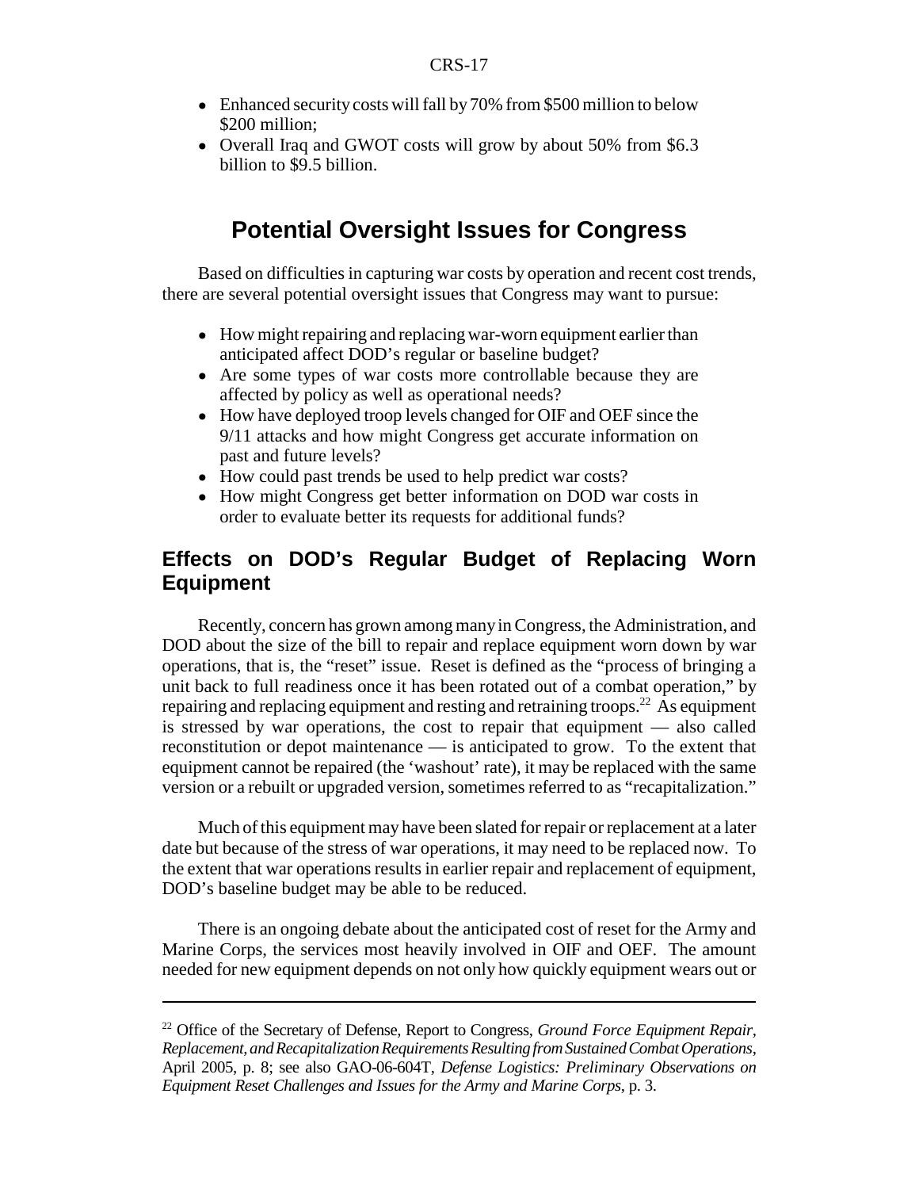- Enhanced security costs will fall by 70% from $500 million to below $200 million;
- Overall Iraq and GWOT costs will grow by about 50% from $6.3 billion to $9.5 billion.

## Potential Oversight Issues for Congress

Based on difficulties in capturing war costs by operation and recent cost trends, there are several potential oversight issues that Congress may want to pursue:

- How might repairing and replacing war-worn equipment earlier than anticipated affect DOD's regular or baseline budget?
- Are some types of war costs more controllable because they are affected by policy as well as operational needs?
- How have deployed troop levels changed for OIF and OEF since the 9/11 attacks and how might Congress get accurate information on past and future levels?
- How could past trends be used to help predict war costs?
- How might Congress get better information on DOD war costs in order to evaluate better its requests for additional funds?

### Effects on DOD's Regular Budget of Replacing Worn Equipment

Recently, concern has grown among many in Congress, the Administration, and DOD about the size of the bill to repair and replace equipment worn down by war operations, that is, the "reset" issue. Reset is defined as the "process of bringing a unit back to full readiness once it has been rotated out of a combat operation," by repairing and replacing equipment and resting and retraining troops.[22] As equipment is stressed by war operations, the cost to repair that equipment — also called reconstitution or depot maintenance — is anticipated to grow. To the extent that equipment cannot be repaired (the 'washout' rate), it may be replaced with the same version or a rebuilt or upgraded version, sometimes referred to as "recapitalization."

Much of this equipment may have been slated for repair or replacement at a later date but because of the stress of war operations, it may need to be replaced now. To the extent that war operations results in earlier repair and replacement of equipment, DOD's baseline budget may be able to be reduced.

There is an ongoing debate about the anticipated cost of reset for the Army and Marine Corps, the services most heavily involved in OIF and OEF. The amount needed for new equipment depends on not only how quickly equipment wears out or

---

[22] Office of the Secretary of Defense, Report to Congress, *Ground Force Equipment Repair, Replacement, and Recapitalization Requirements Resulting from Sustained Combat Operations*, April 2005, p. 8; see also GAO-06-604T, *Defense Logistics: Preliminary Observations on Equipment Reset Challenges and Issues for the Army and Marine Corps*, p. 3.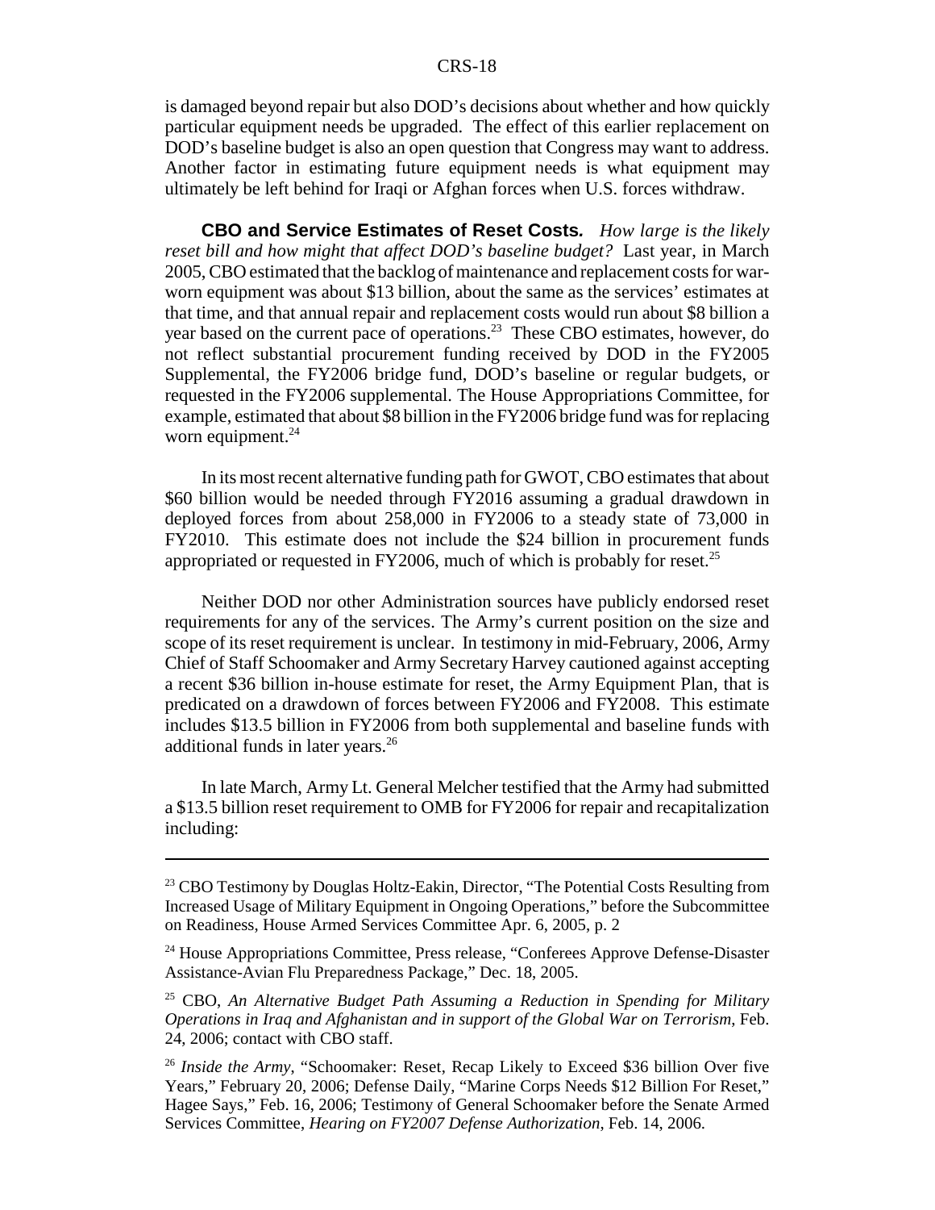is damaged beyond repair but also DOD's decisions about whether and how quickly particular equipment needs be upgraded. The effect of this earlier replacement on DOD's baseline budget is also an open question that Congress may want to address. Another factor in estimating future equipment needs is what equipment may ultimately be left behind for Iraqi or Afghan forces when U.S. forces withdraw.

**CBO and Service Estimates of Reset Costs.** *How large is the likely reset bill and how might that affect DOD's baseline budget?* Last year, in March 2005, CBO estimated that the backlog of maintenance and replacement costs for war-worn equipment was about $13 billion, about the same as the services' estimates at that time, and that annual repair and replacement costs would run about $8 billion a year based on the current pace of operations.[23] These CBO estimates, however, do not reflect substantial procurement funding received by DOD in the FY2005 Supplemental, the FY2006 bridge fund, DOD's baseline or regular budgets, or requested in the FY2006 supplemental. The House Appropriations Committee, for example, estimated that about $8 billion in the FY2006 bridge fund was for replacing worn equipment.[24]

In its most recent alternative funding path for GWOT, CBO estimates that about $60 billion would be needed through FY2016 assuming a gradual drawdown in deployed forces from about 258,000 in FY2006 to a steady state of 73,000 in FY2010. This estimate does not include the $24 billion in procurement funds appropriated or requested in FY2006, much of which is probably for reset.[25]

Neither DOD nor other Administration sources have publicly endorsed reset requirements for any of the services. The Army's current position on the size and scope of its reset requirement is unclear. In testimony in mid-February, 2006, Army Chief of Staff Schoomaker and Army Secretary Harvey cautioned against accepting a recent $36 billion in-house estimate for reset, the Army Equipment Plan, that is predicated on a drawdown of forces between FY2006 and FY2008. This estimate includes $13.5 billion in FY2006 from both supplemental and baseline funds with additional funds in later years.[26]

In late March, Army Lt. General Melcher testified that the Army had submitted a $13.5 billion reset requirement to OMB for FY2006 for repair and recapitalization including:

---

[23] CBO Testimony by Douglas Holtz-Eakin, Director, "The Potential Costs Resulting from Increased Usage of Military Equipment in Ongoing Operations," before the Subcommittee on Readiness, House Armed Services Committee Apr. 6, 2005, p. 2

[24] House Appropriations Committee, Press release, "Conferees Approve Defense-Disaster Assistance-Avian Flu Preparedness Package," Dec. 18, 2005.

[25] CBO, *An Alternative Budget Path Assuming a Reduction in Spending for Military Operations in Iraq and Afghanistan and in support of the Global War on Terrorism*, Feb. 24, 2006; contact with CBO staff.

[26] *Inside the Army*, "Schoomaker: Reset, Recap Likely to Exceed $36 billion Over five Years," February 20, 2006; Defense Daily, "Marine Corps Needs $12 Billion For Reset," Hagee Says," Feb. 16, 2006; Testimony of General Schoomaker before the Senate Armed Services Committee, *Hearing on FY2007 Defense Authorization*, Feb. 14, 2006.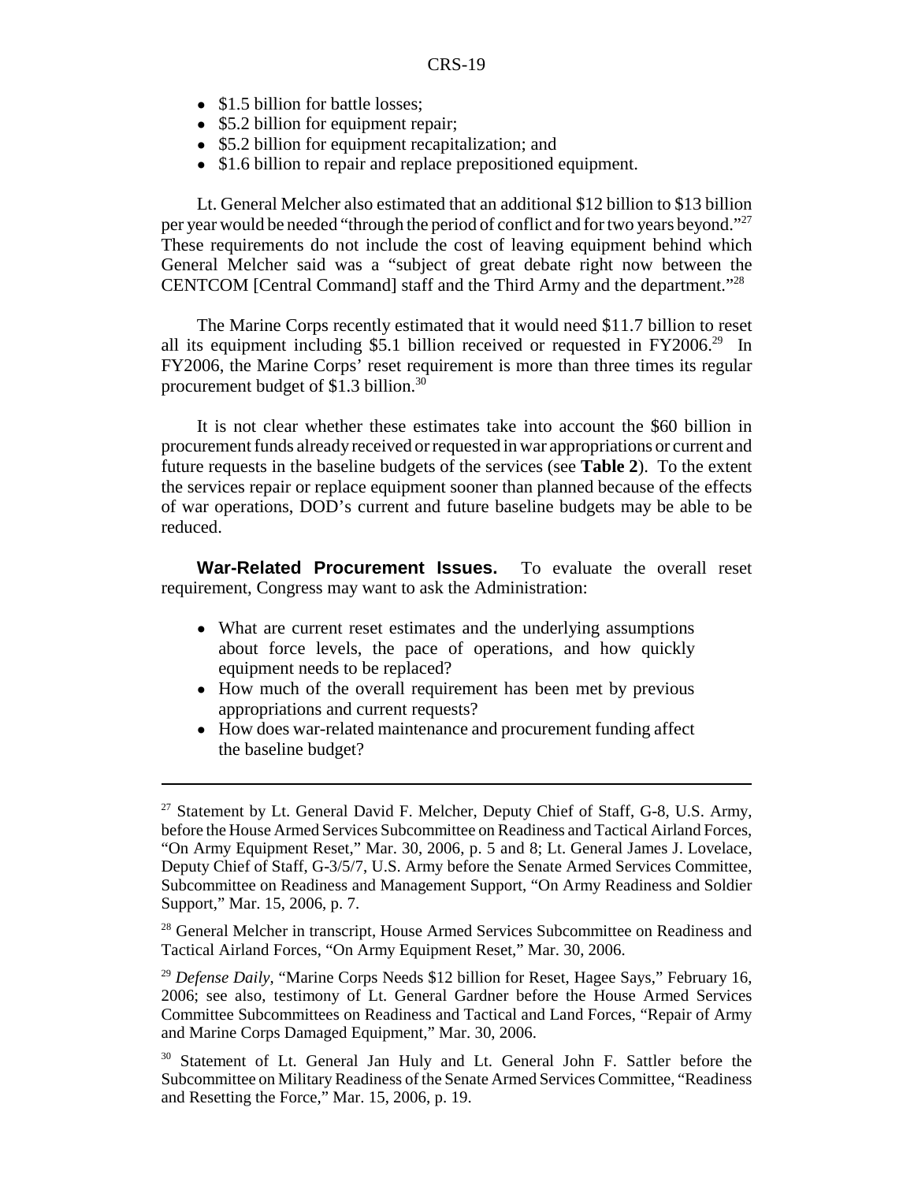- $1.5 billion for battle losses;
- $5.2 billion for equipment repair;
- $5.2 billion for equipment recapitalization; and
- $1.6 billion to repair and replace prepositioned equipment.

Lt. General Melcher also estimated that an additional $12 billion to $13 billion per year would be needed "through the period of conflict and for two years beyond."[27] These requirements do not include the cost of leaving equipment behind which General Melcher said was a "subject of great debate right now between the CENTCOM [Central Command] staff and the Third Army and the department."[28]

The Marine Corps recently estimated that it would need $11.7 billion to reset all its equipment including $5.1 billion received or requested in FY2006.[29] In FY2006, the Marine Corps' reset requirement is more than three times its regular procurement budget of $1.3 billion.[30]

It is not clear whether these estimates take into account the $60 billion in procurement funds already received or requested in war appropriations or current and future requests in the baseline budgets of the services (see **Table 2**). To the extent the services repair or replace equipment sooner than planned because of the effects of war operations, DOD's current and future baseline budgets may be able to be reduced.

**War-Related Procurement Issues.** To evaluate the overall reset requirement, Congress may want to ask the Administration:

- What are current reset estimates and the underlying assumptions about force levels, the pace of operations, and how quickly equipment needs to be replaced?
- How much of the overall requirement has been met by previous appropriations and current requests?
- How does war-related maintenance and procurement funding affect the baseline budget?

---

[27] Statement by Lt. General David F. Melcher, Deputy Chief of Staff, G-8, U.S. Army, before the House Armed Services Subcommittee on Readiness and Tactical Airland Forces, "On Army Equipment Reset," Mar. 30, 2006, p. 5 and 8; Lt. General James J. Lovelace, Deputy Chief of Staff, G-3/5/7, U.S. Army before the Senate Armed Services Committee, Subcommittee on Readiness and Management Support, "On Army Readiness and Soldier Support," Mar. 15, 2006, p. 7.

[28] General Melcher in transcript, House Armed Services Subcommittee on Readiness and Tactical Airland Forces, "On Army Equipment Reset," Mar. 30, 2006.

[29] *Defense Daily*, "Marine Corps Needs $12 billion for Reset, Hagee Says," February 16, 2006; see also, testimony of Lt. General Gardner before the House Armed Services Committee Subcommittees on Readiness and Tactical and Land Forces, "Repair of Army and Marine Corps Damaged Equipment," Mar. 30, 2006.

[30] Statement of Lt. General Jan Huly and Lt. General John F. Sattler before the Subcommittee on Military Readiness of the Senate Armed Services Committee, "Readiness and Resetting the Force," Mar. 15, 2006, p. 19.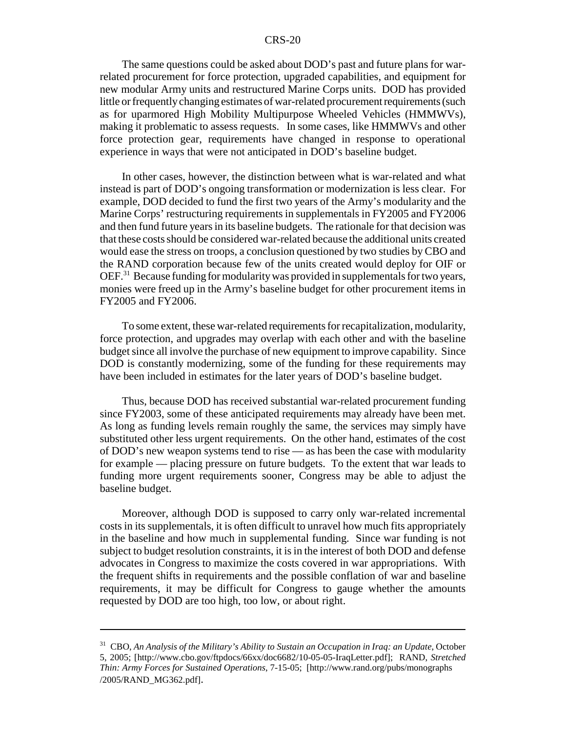The same questions could be asked about DOD's past and future plans for war-related procurement for force protection, upgraded capabilities, and equipment for new modular Army units and restructured Marine Corps units. DOD has provided little or frequently changing estimates of war-related procurement requirements (such as for uparmored High Mobility Multipurpose Wheeled Vehicles (HMMWVs), making it problematic to assess requests. In some cases, like HMMWVs and other force protection gear, requirements have changed in response to operational experience in ways that were not anticipated in DOD's baseline budget.

In other cases, however, the distinction between what is war-related and what instead is part of DOD's ongoing transformation or modernization is less clear. For example, DOD decided to fund the first two years of the Army's modularity and the Marine Corps' restructuring requirements in supplementals in FY2005 and FY2006 and then fund future years in its baseline budgets. The rationale for that decision was that these costs should be considered war-related because the additional units created would ease the stress on troops, a conclusion questioned by two studies by CBO and the RAND corporation because few of the units created would deploy for OIF or OEF.[31] Because funding for modularity was provided in supplementals for two years, monies were freed up in the Army's baseline budget for other procurement items in FY2005 and FY2006.

To some extent, these war-related requirements for recapitalization, modularity, force protection, and upgrades may overlap with each other and with the baseline budget since all involve the purchase of new equipment to improve capability. Since DOD is constantly modernizing, some of the funding for these requirements may have been included in estimates for the later years of DOD's baseline budget.

Thus, because DOD has received substantial war-related procurement funding since FY2003, some of these anticipated requirements may already have been met. As long as funding levels remain roughly the same, the services may simply have substituted other less urgent requirements. On the other hand, estimates of the cost of DOD's new weapon systems tend to rise — as has been the case with modularity for example — placing pressure on future budgets. To the extent that war leads to funding more urgent requirements sooner, Congress may be able to adjust the baseline budget.

Moreover, although DOD is supposed to carry only war-related incremental costs in its supplementals, it is often difficult to unravel how much fits appropriately in the baseline and how much in supplemental funding. Since war funding is not subject to budget resolution constraints, it is in the interest of both DOD and defense advocates in Congress to maximize the costs covered in war appropriations. With the frequent shifts in requirements and the possible conflation of war and baseline requirements, it may be difficult for Congress to gauge whether the amounts requested by DOD are too high, too low, or about right.

---

[31] CBO, *An Analysis of the Military's Ability to Sustain an Occupation in Iraq: an Update*, October 5, 2005; [http://www.cbo.gov/ftpdocs/66xx/doc6682/10-05-05-IraqLetter.pdf]; RAND, *Stretched Thin: Army Forces for Sustained Operations*, 7-15-05; [http://www.rand.org/pubs/monographs/2005/RAND_MG362.pdf].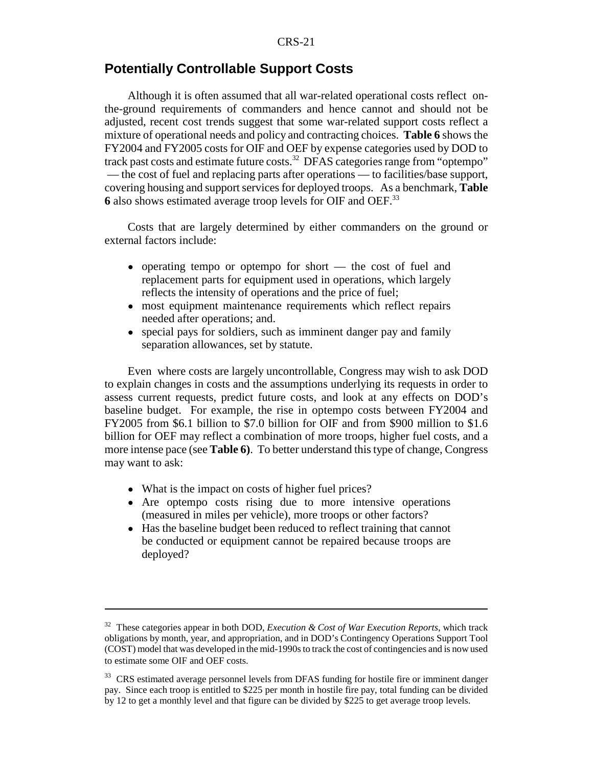## Potentially Controllable Support Costs

Although it is often assumed that all war-related operational costs reflect on-the-ground requirements of commanders and hence cannot and should not be adjusted, recent cost trends suggest that some war-related support costs reflect a mixture of operational needs and policy and contracting choices. **Table 6** shows the FY2004 and FY2005 costs for OIF and OEF by expense categories used by DOD to track past costs and estimate future costs.[32] DFAS categories range from "optempo" — the cost of fuel and replacing parts after operations — to facilities/base support, covering housing and support services for deployed troops. As a benchmark, **Table 6** also shows estimated average troop levels for OIF and OEF.[33]

Costs that are largely determined by either commanders on the ground or external factors include:

- operating tempo or optempo for short — the cost of fuel and replacement parts for equipment used in operations, which largely reflects the intensity of operations and the price of fuel;
- most equipment maintenance requirements which reflect repairs needed after operations; and.
- special pays for soldiers, such as imminent danger pay and family separation allowances, set by statute.

Even where costs are largely uncontrollable, Congress may wish to ask DOD to explain changes in costs and the assumptions underlying its requests in order to assess current requests, predict future costs, and look at any effects on DOD's baseline budget. For example, the rise in optempo costs between FY2004 and FY2005 from $6.1 billion to $7.0 billion for OIF and from $900 million to $1.6 billion for OEF may reflect a combination of more troops, higher fuel costs, and a more intense pace (see **Table 6)**. To better understand this type of change, Congress may want to ask:

- What is the impact on costs of higher fuel prices?
- Are optempo costs rising due to more intensive operations (measured in miles per vehicle), more troops or other factors?
- Has the baseline budget been reduced to reflect training that cannot be conducted or equipment cannot be repaired because troops are deployed?

---

[32] These categories appear in both DOD, *Execution & Cost of War Execution Reports*, which track obligations by month, year, and appropriation, and in DOD's Contingency Operations Support Tool (COST) model that was developed in the mid-1990s to track the cost of contingencies and is now used to estimate some OIF and OEF costs.

[33] CRS estimated average personnel levels from DFAS funding for hostile fire or imminent danger pay. Since each troop is entitled to $225 per month in hostile fire pay, total funding can be divided by 12 to get a monthly level and that figure can be divided by $225 to get average troop levels.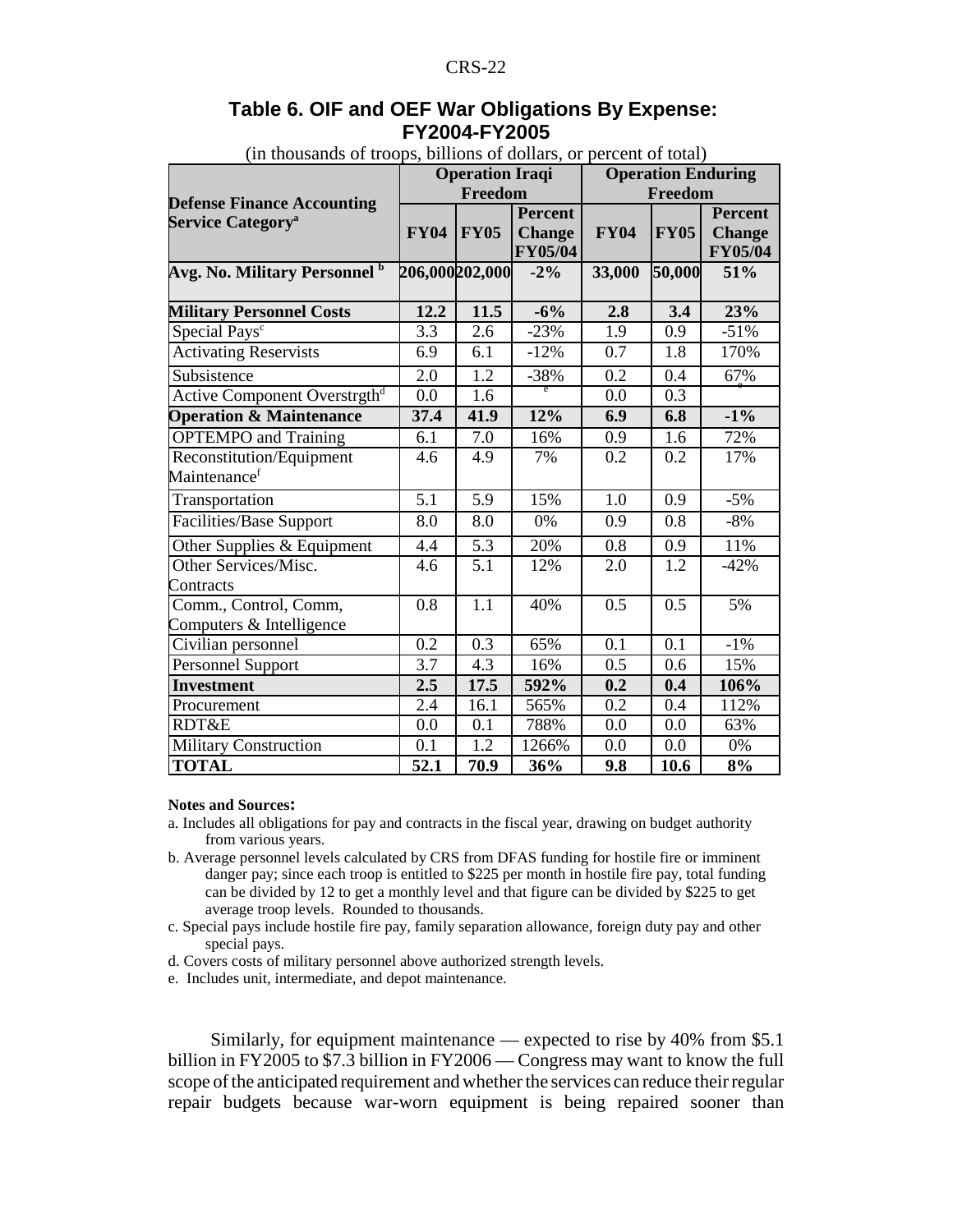## Table 6. OIF and OEF War Obligations By Expense: FY2004-FY2005

(in thousands of troops, billions of dollars, or percent of total)

| Defense Finance Accounting Service Category[a] | Operation Iraqi Freedom | | | Operation Enduring Freedom | | |
|---|---|---|---|---|---|---|
| | FY04 | FY05 | Percent Change FY05/04 | FY04 | FY05 | Percent Change FY05/04 |
| **Avg. No. Military Personnel [b]** | **206,000** | **202,000** | **-2%** | **33,000** | **50,000** | **51%** |
| **Military Personnel Costs** | **12.2** | **11.5** | **-6%** | **2.8** | **3.4** | **23%** |
| Special Pays[c] | 3.3 | 2.6 | -23% | 1.9 | 0.9 | -51% |
| Activating Reservists | 6.9 | 6.1 | -12% | 0.7 | 1.8 | 170% |
| Subsistence | 2.0 | 1.2 | -38% | 0.2 | 0.4 | 67% |
| Active Component Overstrgth[d] | 0.0 | 1.6 | [e] | 0.0 | 0.3 | [e] |
| **Operation & Maintenance** | **37.4** | **41.9** | **12%** | **6.9** | **6.8** | **-1%** |
| OPTEMPO and Training | 6.1 | 7.0 | 16% | 0.9 | 1.6 | 72% |
| Reconstitution/Equipment Maintenance[f] | 4.6 | 4.9 | 7% | 0.2 | 0.2 | 17% |
| Transportation | 5.1 | 5.9 | 15% | 1.0 | 0.9 | -5% |
| Facilities/Base Support | 8.0 | 8.0 | 0% | 0.9 | 0.8 | -8% |
| Other Supplies & Equipment | 4.4 | 5.3 | 20% | 0.8 | 0.9 | 11% |
| Other Services/Misc. Contracts | 4.6 | 5.1 | 12% | 2.0 | 1.2 | -42% |
| Comm., Control, Comm, Computers & Intelligence | 0.8 | 1.1 | 40% | 0.5 | 0.5 | 5% |
| Civilian personnel | 0.2 | 0.3 | 65% | 0.1 | 0.1 | -1% |
| Personnel Support | 3.7 | 4.3 | 16% | 0.5 | 0.6 | 15% |
| **Investment** | **2.5** | **17.5** | **592%** | **0.2** | **0.4** | **106%** |
| Procurement | 2.4 | 16.1 | 565% | 0.2 | 0.4 | 112% |
| RDT&E | 0.0 | 0.1 | 788% | 0.0 | 0.0 | 63% |
| Military Construction | 0.1 | 1.2 | 1266% | 0.0 | 0.0 | 0% |
| **TOTAL** | **52.1** | **70.9** | **36%** | **9.8** | **10.6** | **8%** |

**Notes and Sources:**

a. Includes all obligations for pay and contracts in the fiscal year, drawing on budget authority from various years.

b. Average personnel levels calculated by CRS from DFAS funding for hostile fire or imminent danger pay; since each troop is entitled to $225 per month in hostile fire pay, total funding can be divided by 12 to get a monthly level and that figure can be divided by $225 to get average troop levels. Rounded to thousands.

c. Special pays include hostile fire pay, family separation allowance, foreign duty pay and other special pays.

d. Covers costs of military personnel above authorized strength levels.

e. Includes unit, intermediate, and depot maintenance.

Similarly, for equipment maintenance — expected to rise by 40% from $5.1 billion in FY2005 to $7.3 billion in FY2006 — Congress may want to know the full scope of the anticipated requirement and whether the services can reduce their regular repair budgets because war-worn equipment is being repaired sooner than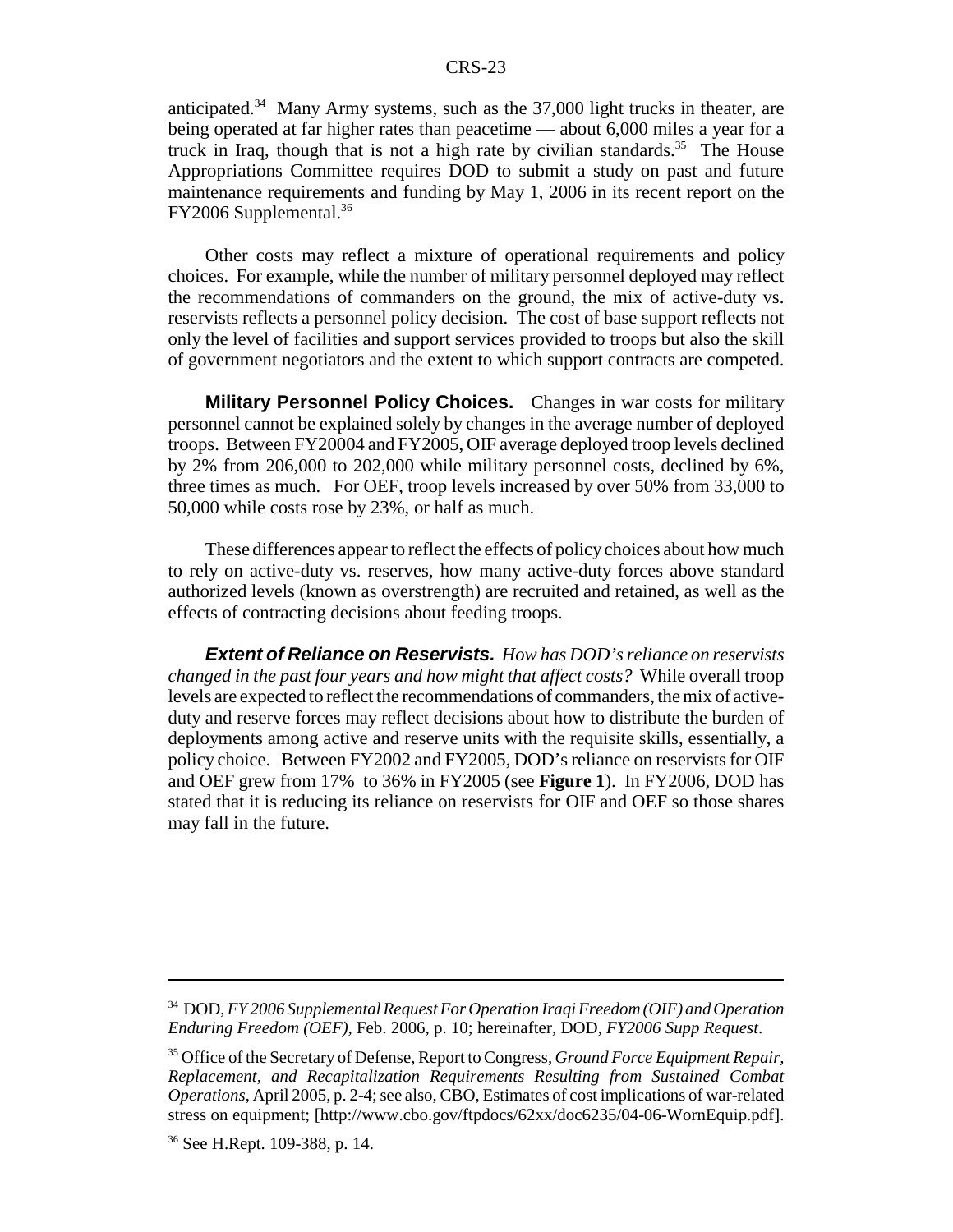anticipated.[34] Many Army systems, such as the 37,000 light trucks in theater, are being operated at far higher rates than peacetime — about 6,000 miles a year for a truck in Iraq, though that is not a high rate by civilian standards.[35] The House Appropriations Committee requires DOD to submit a study on past and future maintenance requirements and funding by May 1, 2006 in its recent report on the FY2006 Supplemental.[36]

Other costs may reflect a mixture of operational requirements and policy choices. For example, while the number of military personnel deployed may reflect the recommendations of commanders on the ground, the mix of active-duty vs. reservists reflects a personnel policy decision. The cost of base support reflects not only the level of facilities and support services provided to troops but also the skill of government negotiators and the extent to which support contracts are competed.

**Military Personnel Policy Choices.** Changes in war costs for military personnel cannot be explained solely by changes in the average number of deployed troops. Between FY20004 and FY2005, OIF average deployed troop levels declined by 2% from 206,000 to 202,000 while military personnel costs, declined by 6%, three times as much. For OEF, troop levels increased by over 50% from 33,000 to 50,000 while costs rose by 23%, or half as much.

These differences appear to reflect the effects of policy choices about how much to rely on active-duty vs. reserves, how many active-duty forces above standard authorized levels (known as overstrength) are recruited and retained, as well as the effects of contracting decisions about feeding troops.

***Extent of Reliance on Reservists.*** *How has DOD's reliance on reservists changed in the past four years and how might that affect costs?* While overall troop levels are expected to reflect the recommendations of commanders, the mix of active-duty and reserve forces may reflect decisions about how to distribute the burden of deployments among active and reserve units with the requisite skills, essentially, a policy choice. Between FY2002 and FY2005, DOD's reliance on reservists for OIF and OEF grew from 17% to 36% in FY2005 (see **Figure 1**). In FY2006, DOD has stated that it is reducing its reliance on reservists for OIF and OEF so those shares may fall in the future.

---

[34] DOD, *FY 2006 Supplemental Request For Operation Iraqi Freedom (OIF) and Operation Enduring Freedom (OEF)*, Feb. 2006, p. 10; hereinafter, DOD, *FY2006 Supp Request*.

[35] Office of the Secretary of Defense, Report to Congress, *Ground Force Equipment Repair, Replacement, and Recapitalization Requirements Resulting from Sustained Combat Operations*, April 2005, p. 2-4; see also, CBO, Estimates of cost implications of war-related stress on equipment; [http://www.cbo.gov/ftpdocs/62xx/doc6235/04-06-WornEquip.pdf].

[36] See H.Rept. 109-388, p. 14.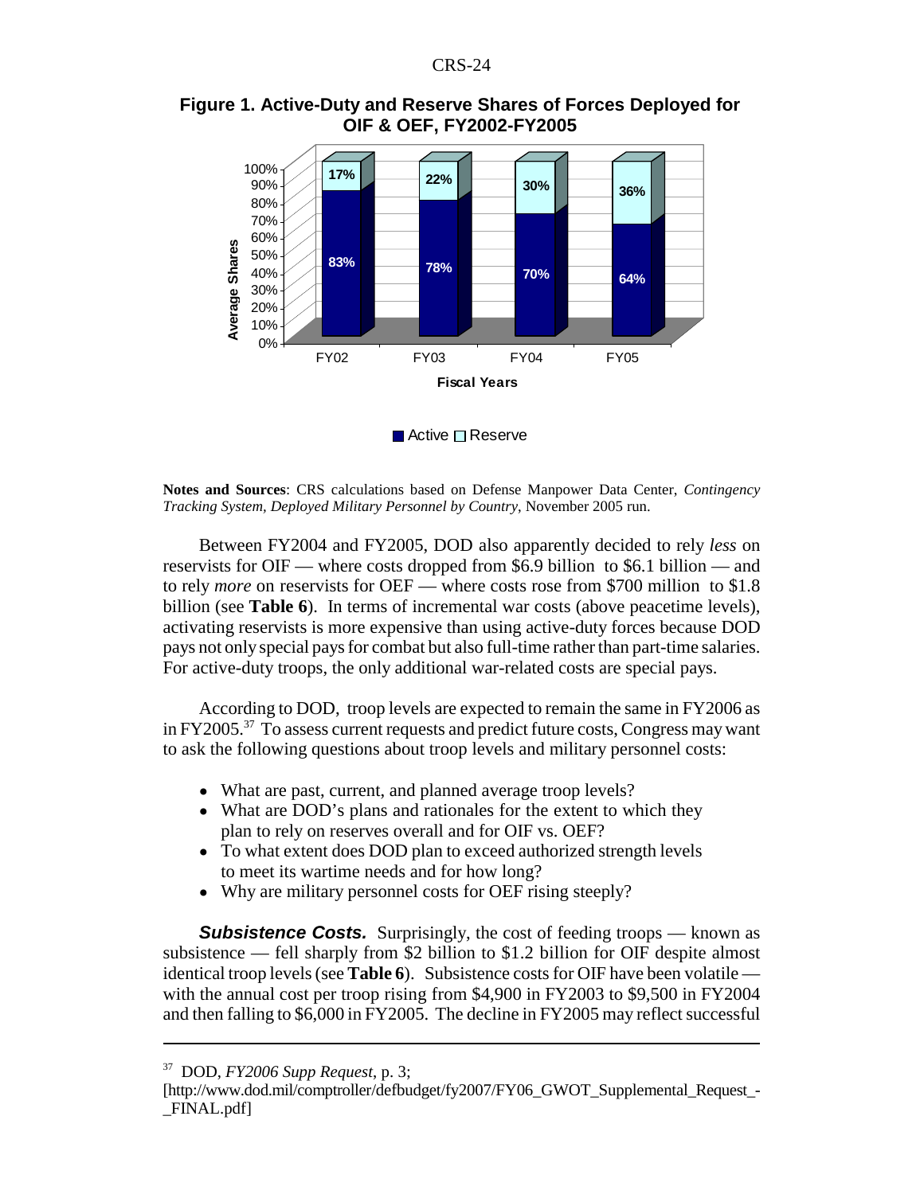**Figure 1. Active-Duty and Reserve Shares of Forces Deployed for OIF & OEF, FY2002-FY2005**

| Fiscal Years | Active | Reserve |
|---|---|---|
| FY02 | 83% | 17% |
| FY03 | 78% | 22% |
| FY04 | 70% | 30% |
| FY05 | 64% | 36% |

**Notes and Sources**: CRS calculations based on Defense Manpower Data Center, *Contingency Tracking System, Deployed Military Personnel by Country*, November 2005 run.

Between FY2004 and FY2005, DOD also apparently decided to rely *less* on reservists for OIF — where costs dropped from $6.9 billion to $6.1 billion — and to rely *more* on reservists for OEF — where costs rose from $700 million to $1.8 billion (see **Table 6**). In terms of incremental war costs (above peacetime levels), activating reservists is more expensive than using active-duty forces because DOD pays not only special pays for combat but also full-time rather than part-time salaries. For active-duty troops, the only additional war-related costs are special pays.

According to DOD, troop levels are expected to remain the same in FY2006 as in FY2005.[37] To assess current requests and predict future costs, Congress may want to ask the following questions about troop levels and military personnel costs:

- What are past, current, and planned average troop levels?
- What are DOD's plans and rationales for the extent to which they plan to rely on reserves overall and for OIF vs. OEF?
- To what extent does DOD plan to exceed authorized strength levels to meet its wartime needs and for how long?
- Why are military personnel costs for OEF rising steeply?

***Subsistence Costs.*** Surprisingly, the cost of feeding troops — known as subsistence — fell sharply from $2 billion to $1.2 billion for OIF despite almost identical troop levels (see **Table 6**). Subsistence costs for OIF have been volatile — with the annual cost per troop rising from $4,900 in FY2003 to $9,500 in FY2004 and then falling to $6,000 in FY2005. The decline in FY2005 may reflect successful

---

[37] DOD, *FY2006 Supp Request*, p. 3; [http://www.dod.mil/comptroller/defbudget/fy2007/FY06_GWOT_Supplemental_Request_-_FINAL.pdf]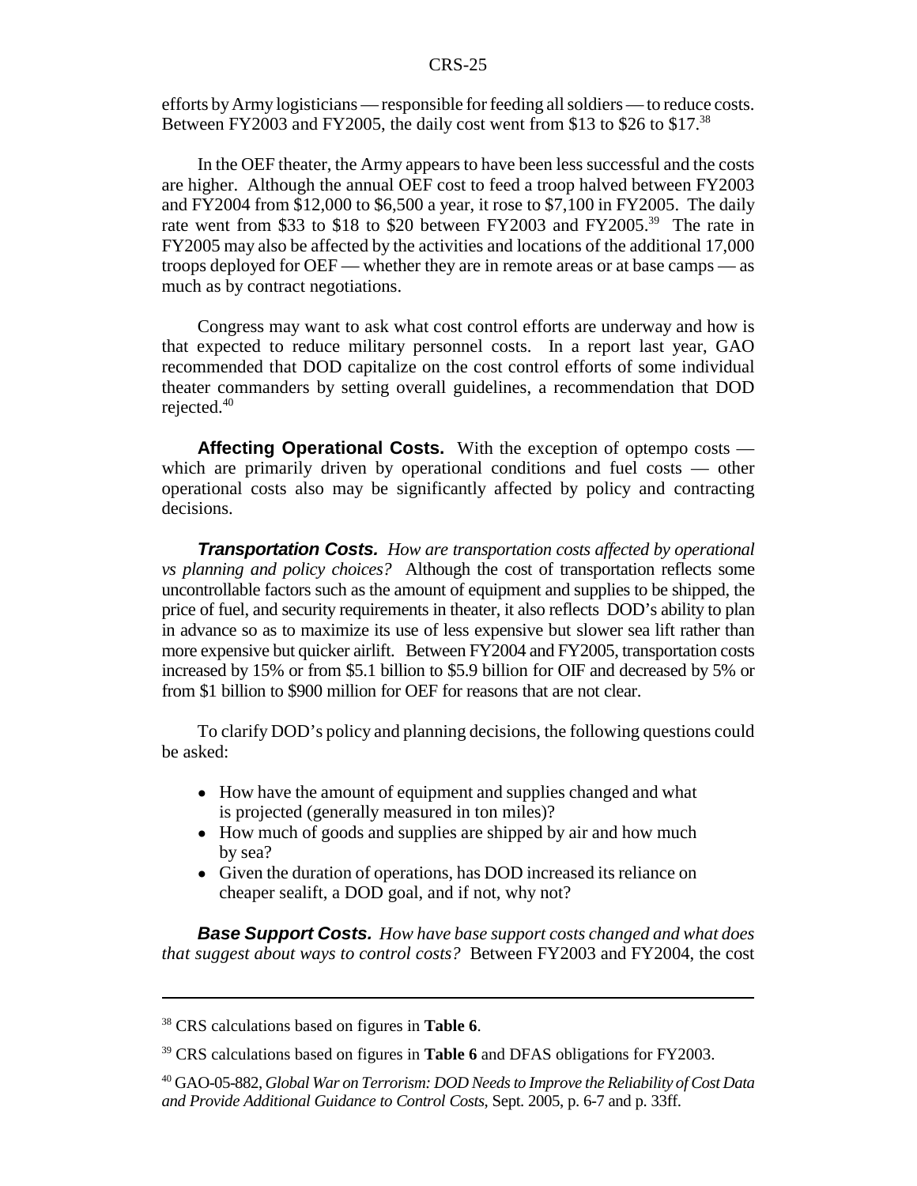efforts by Army logisticians — responsible for feeding all soldiers — to reduce costs. Between FY2003 and FY2005, the daily cost went from $13 to $26 to $17.[38]

In the OEF theater, the Army appears to have been less successful and the costs are higher. Although the annual OEF cost to feed a troop halved between FY2003 and FY2004 from $12,000 to $6,500 a year, it rose to $7,100 in FY2005. The daily rate went from $33 to $18 to $20 between FY2003 and FY2005.[39] The rate in FY2005 may also be affected by the activities and locations of the additional 17,000 troops deployed for OEF — whether they are in remote areas or at base camps — as much as by contract negotiations.

Congress may want to ask what cost control efforts are underway and how is that expected to reduce military personnel costs. In a report last year, GAO recommended that DOD capitalize on the cost control efforts of some individual theater commanders by setting overall guidelines, a recommendation that DOD rejected.[40]

**Affecting Operational Costs.** With the exception of optempo costs — which are primarily driven by operational conditions and fuel costs — other operational costs also may be significantly affected by policy and contracting decisions.

***Transportation Costs.*** *How are transportation costs affected by operational vs planning and policy choices?* Although the cost of transportation reflects some uncontrollable factors such as the amount of equipment and supplies to be shipped, the price of fuel, and security requirements in theater, it also reflects DOD's ability to plan in advance so as to maximize its use of less expensive but slower sea lift rather than more expensive but quicker airlift. Between FY2004 and FY2005, transportation costs increased by 15% or from $5.1 billion to $5.9 billion for OIF and decreased by 5% or from $1 billion to $900 million for OEF for reasons that are not clear.

To clarify DOD's policy and planning decisions, the following questions could be asked:

- How have the amount of equipment and supplies changed and what is projected (generally measured in ton miles)?
- How much of goods and supplies are shipped by air and how much by sea?
- Given the duration of operations, has DOD increased its reliance on cheaper sealift, a DOD goal, and if not, why not?

***Base Support Costs.*** *How have base support costs changed and what does that suggest about ways to control costs?* Between FY2003 and FY2004, the cost

---

[38] CRS calculations based on figures in **Table 6**.

[39] CRS calculations based on figures in **Table 6** and DFAS obligations for FY2003.

[40] GAO-05-882, *Global War on Terrorism: DOD Needs to Improve the Reliability of Cost Data and Provide Additional Guidance to Control Costs*, Sept. 2005, p. 6-7 and p. 33ff.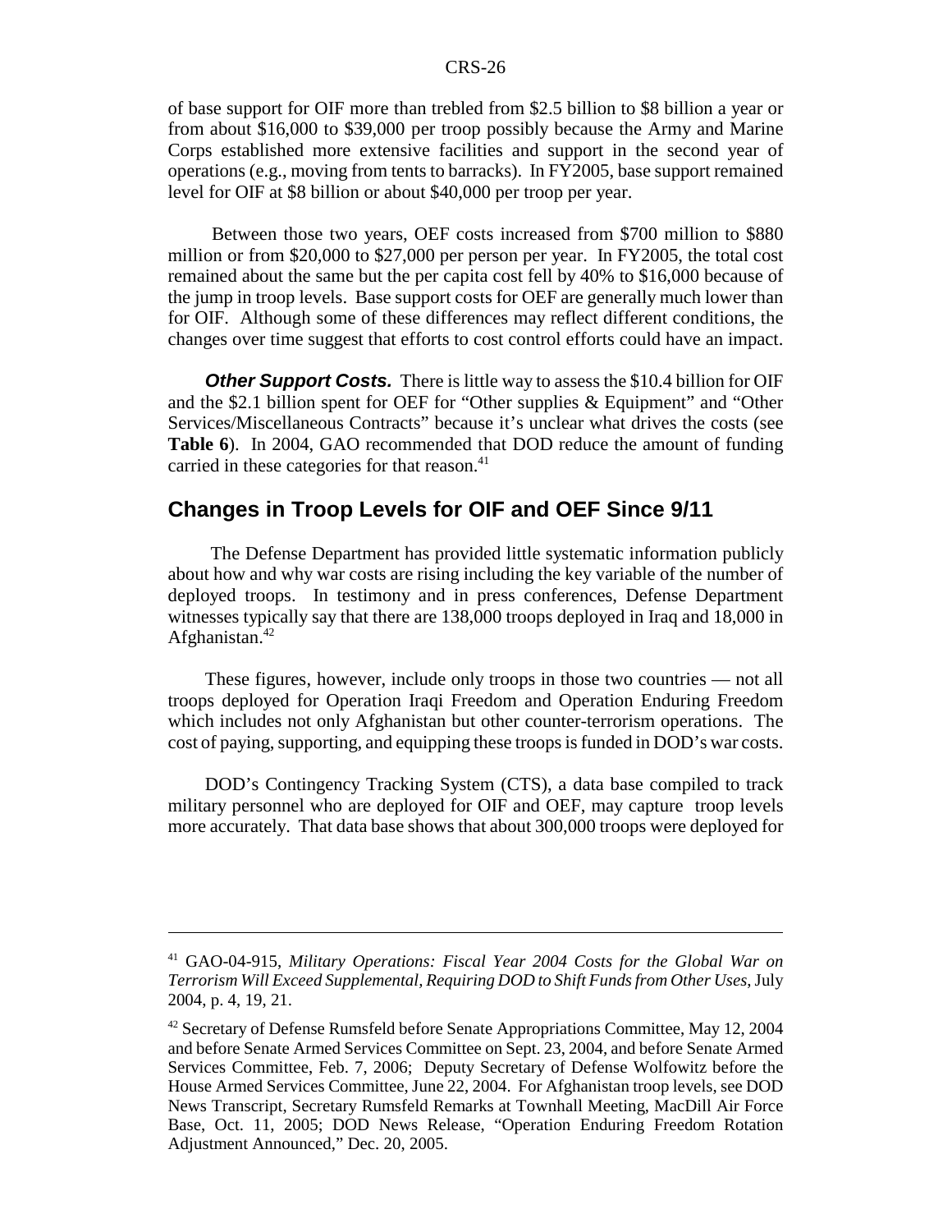of base support for OIF more than trebled from \$2.5 billion to \$8 billion a year or from about \$16,000 to \$39,000 per troop possibly because the Army and Marine Corps established more extensive facilities and support in the second year of operations (e.g., moving from tents to barracks). In FY2005, base support remained level for OIF at \$8 billion or about \$40,000 per troop per year.

Between those two years, OEF costs increased from \$700 million to \$880 million or from \$20,000 to \$27,000 per person per year. In FY2005, the total cost remained about the same but the per capita cost fell by 40% to \$16,000 because of the jump in troop levels. Base support costs for OEF are generally much lower than for OIF. Although some of these differences may reflect different conditions, the changes over time suggest that efforts to cost control efforts could have an impact.

***Other Support Costs.*** There is little way to assess the \$10.4 billion for OIF and the \$2.1 billion spent for OEF for "Other supplies & Equipment" and "Other Services/Miscellaneous Contracts" because it's unclear what drives the costs (see **Table 6**). In 2004, GAO recommended that DOD reduce the amount of funding carried in these categories for that reason.[41]

## Changes in Troop Levels for OIF and OEF Since 9/11

The Defense Department has provided little systematic information publicly about how and why war costs are rising including the key variable of the number of deployed troops. In testimony and in press conferences, Defense Department witnesses typically say that there are 138,000 troops deployed in Iraq and 18,000 in Afghanistan.[42]

These figures, however, include only troops in those two countries — not all troops deployed for Operation Iraqi Freedom and Operation Enduring Freedom which includes not only Afghanistan but other counter-terrorism operations. The cost of paying, supporting, and equipping these troops is funded in DOD's war costs.

DOD's Contingency Tracking System (CTS), a data base compiled to track military personnel who are deployed for OIF and OEF, may capture troop levels more accurately. That data base shows that about 300,000 troops were deployed for

---

[41] GAO-04-915, *Military Operations: Fiscal Year 2004 Costs for the Global War on Terrorism Will Exceed Supplemental, Requiring DOD to Shift Funds from Other Uses*, July 2004, p. 4, 19, 21.

[42] Secretary of Defense Rumsfeld before Senate Appropriations Committee, May 12, 2004 and before Senate Armed Services Committee on Sept. 23, 2004, and before Senate Armed Services Committee, Feb. 7, 2006; Deputy Secretary of Defense Wolfowitz before the House Armed Services Committee, June 22, 2004. For Afghanistan troop levels, see DOD News Transcript, Secretary Rumsfeld Remarks at Townhall Meeting, MacDill Air Force Base, Oct. 11, 2005; DOD News Release, "Operation Enduring Freedom Rotation Adjustment Announced," Dec. 20, 2005.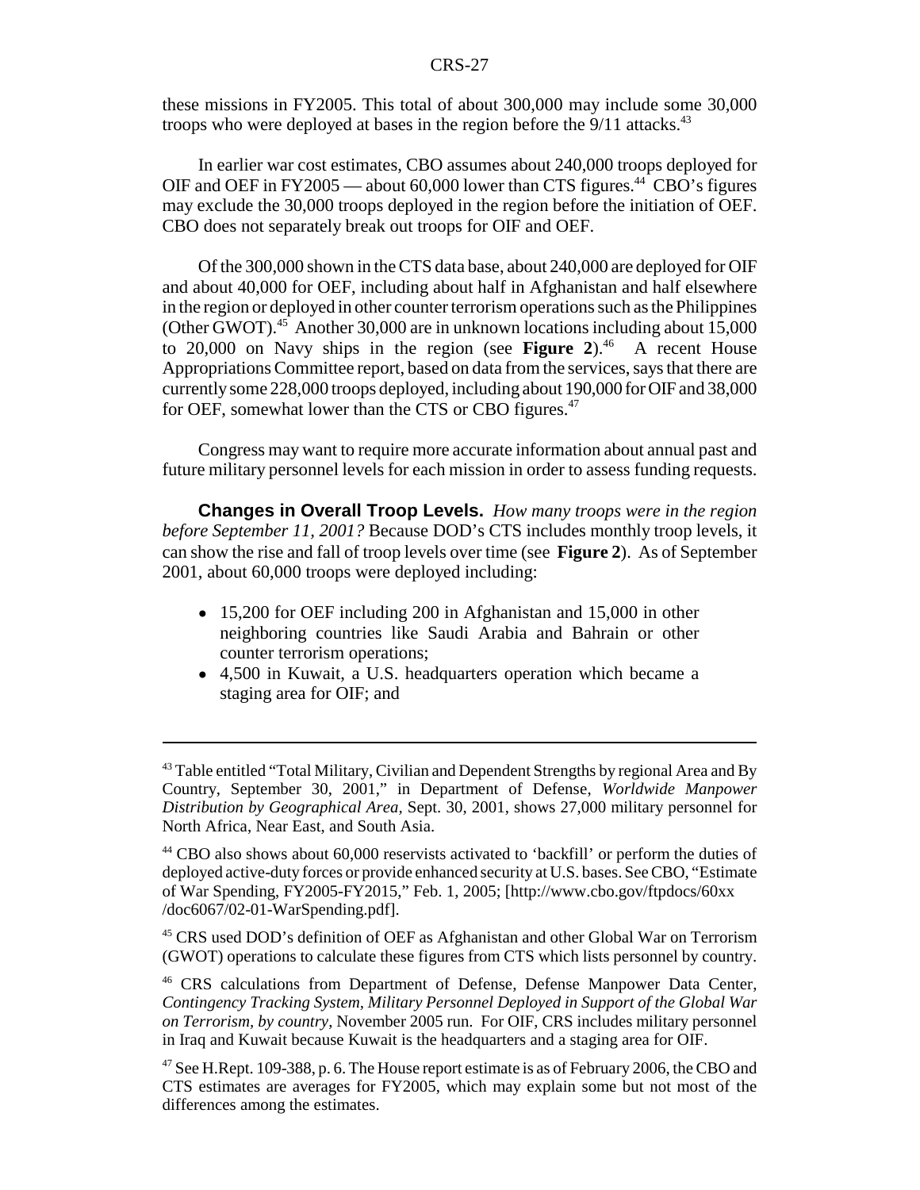these missions in FY2005. This total of about 300,000 may include some 30,000 troops who were deployed at bases in the region before the 9/11 attacks.[43]

In earlier war cost estimates, CBO assumes about 240,000 troops deployed for OIF and OEF in FY2005 — about 60,000 lower than CTS figures.[44] CBO's figures may exclude the 30,000 troops deployed in the region before the initiation of OEF. CBO does not separately break out troops for OIF and OEF.

Of the 300,000 shown in the CTS data base, about 240,000 are deployed for OIF and about 40,000 for OEF, including about half in Afghanistan and half elsewhere in the region or deployed in other counter terrorism operations such as the Philippines (Other GWOT).[45] Another 30,000 are in unknown locations including about 15,000 to 20,000 on Navy ships in the region (see **Figure 2**).[46] A recent House Appropriations Committee report, based on data from the services, says that there are currently some 228,000 troops deployed, including about 190,000 for OIF and 38,000 for OEF, somewhat lower than the CTS or CBO figures.[47]

Congress may want to require more accurate information about annual past and future military personnel levels for each mission in order to assess funding requests.

**Changes in Overall Troop Levels.** *How many troops were in the region before September 11, 2001?* Because DOD's CTS includes monthly troop levels, it can show the rise and fall of troop levels over time (see **Figure 2**). As of September 2001, about 60,000 troops were deployed including:

- 15,200 for OEF including 200 in Afghanistan and 15,000 in other neighboring countries like Saudi Arabia and Bahrain or other counter terrorism operations;
- 4,500 in Kuwait, a U.S. headquarters operation which became a staging area for OIF; and

---

[43] Table entitled "Total Military, Civilian and Dependent Strengths by regional Area and By Country, September 30, 2001," in Department of Defense, *Worldwide Manpower Distribution by Geographical Area*, Sept. 30, 2001, shows 27,000 military personnel for North Africa, Near East, and South Asia.

[44] CBO also shows about 60,000 reservists activated to 'backfill' or perform the duties of deployed active-duty forces or provide enhanced security at U.S. bases. See CBO, "Estimate of War Spending, FY2005-FY2015," Feb. 1, 2005; [http://www.cbo.gov/ftpdocs/60xx/doc6067/02-01-WarSpending.pdf].

[45] CRS used DOD's definition of OEF as Afghanistan and other Global War on Terrorism (GWOT) operations to calculate these figures from CTS which lists personnel by country.

[46] CRS calculations from Department of Defense, Defense Manpower Data Center, *Contingency Tracking System, Military Personnel Deployed in Support of the Global War on Terrorism, by country*, November 2005 run. For OIF, CRS includes military personnel in Iraq and Kuwait because Kuwait is the headquarters and a staging area for OIF.

[47] See H.Rept. 109-388, p. 6. The House report estimate is as of February 2006, the CBO and CTS estimates are averages for FY2005, which may explain some but not most of the differences among the estimates.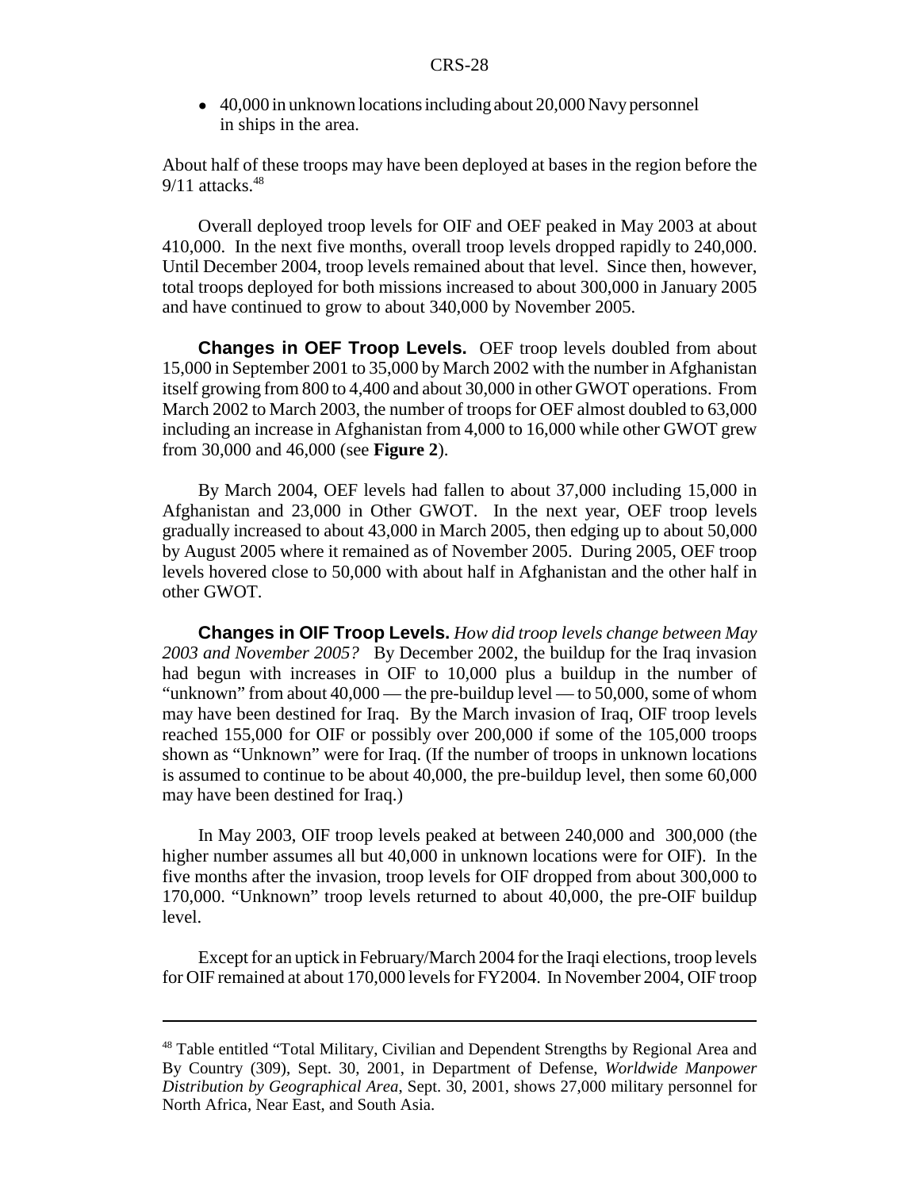- 40,000 in unknown locations including about 20,000 Navy personnel in ships in the area.

About half of these troops may have been deployed at bases in the region before the 9/11 attacks.[48]

Overall deployed troop levels for OIF and OEF peaked in May 2003 at about 410,000. In the next five months, overall troop levels dropped rapidly to 240,000. Until December 2004, troop levels remained about that level. Since then, however, total troops deployed for both missions increased to about 300,000 in January 2005 and have continued to grow to about 340,000 by November 2005.

**Changes in OEF Troop Levels.** OEF troop levels doubled from about 15,000 in September 2001 to 35,000 by March 2002 with the number in Afghanistan itself growing from 800 to 4,400 and about 30,000 in other GWOT operations. From March 2002 to March 2003, the number of troops for OEF almost doubled to 63,000 including an increase in Afghanistan from 4,000 to 16,000 while other GWOT grew from 30,000 and 46,000 (see **Figure 2**).

By March 2004, OEF levels had fallen to about 37,000 including 15,000 in Afghanistan and 23,000 in Other GWOT. In the next year, OEF troop levels gradually increased to about 43,000 in March 2005, then edging up to about 50,000 by August 2005 where it remained as of November 2005. During 2005, OEF troop levels hovered close to 50,000 with about half in Afghanistan and the other half in other GWOT.

**Changes in OIF Troop Levels.** *How did troop levels change between May 2003 and November 2005?* By December 2002, the buildup for the Iraq invasion had begun with increases in OIF to 10,000 plus a buildup in the number of "unknown" from about 40,000 — the pre-buildup level — to 50,000, some of whom may have been destined for Iraq. By the March invasion of Iraq, OIF troop levels reached 155,000 for OIF or possibly over 200,000 if some of the 105,000 troops shown as "Unknown" were for Iraq. (If the number of troops in unknown locations is assumed to continue to be about 40,000, the pre-buildup level, then some 60,000 may have been destined for Iraq.)

In May 2003, OIF troop levels peaked at between 240,000 and 300,000 (the higher number assumes all but 40,000 in unknown locations were for OIF). In the five months after the invasion, troop levels for OIF dropped from about 300,000 to 170,000. "Unknown" troop levels returned to about 40,000, the pre-OIF buildup level.

Except for an uptick in February/March 2004 for the Iraqi elections, troop levels for OIF remained at about 170,000 levels for FY2004. In November 2004, OIF troop

---

[48] Table entitled "Total Military, Civilian and Dependent Strengths by Regional Area and By Country (309), Sept. 30, 2001, in Department of Defense, *Worldwide Manpower Distribution by Geographical Area*, Sept. 30, 2001, shows 27,000 military personnel for North Africa, Near East, and South Asia.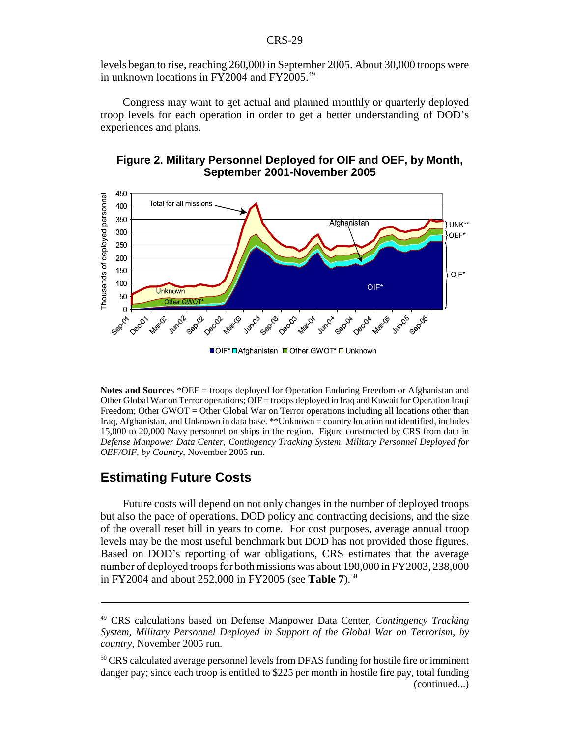levels began to rise, reaching 260,000 in September 2005. About 30,000 troops were in unknown locations in FY2004 and FY2005.[49]

Congress may want to get actual and planned monthly or quarterly deployed troop levels for each operation in order to get a better understanding of DOD's experiences and plans.

**Figure 2. Military Personnel Deployed for OIF and OEF, by Month, September 2001-November 2005**

**Notes and Sources** *OEF = troops deployed for Operation Enduring Freedom or Afghanistan and Other Global War on Terror operations; OIF = troops deployed in Iraq and Kuwait for Operation Iraqi Freedom; Other GWOT = Other Global War on Terror operations including all locations other than Iraq, Afghanistan, and Unknown in data base. **Unknown = country location not identified, includes 15,000 to 20,000 Navy personnel on ships in the region. Figure constructed by CRS from data in *Defense Manpower Data Center, Contingency Tracking System, Military Personnel Deployed for OEF/OIF, by Country*, November 2005 run.

## Estimating Future Costs

Future costs will depend on not only changes in the number of deployed troops but also the pace of operations, DOD policy and contracting decisions, and the size of the overall reset bill in years to come. For cost purposes, average annual troop levels may be the most useful benchmark but DOD has not provided those figures. Based on DOD's reporting of war obligations, CRS estimates that the average number of deployed troops for both missions was about 190,000 in FY2003, 238,000 in FY2004 and about 252,000 in FY2005 (see **Table 7**).[50]

---

[49] CRS calculations based on Defense Manpower Data Center, *Contingency Tracking System, Military Personnel Deployed in Support of the Global War on Terrorism, by country*, November 2005 run.

[50] CRS calculated average personnel levels from DFAS funding for hostile fire or imminent danger pay; since each troop is entitled to $225 per month in hostile fire pay, total funding (continued...)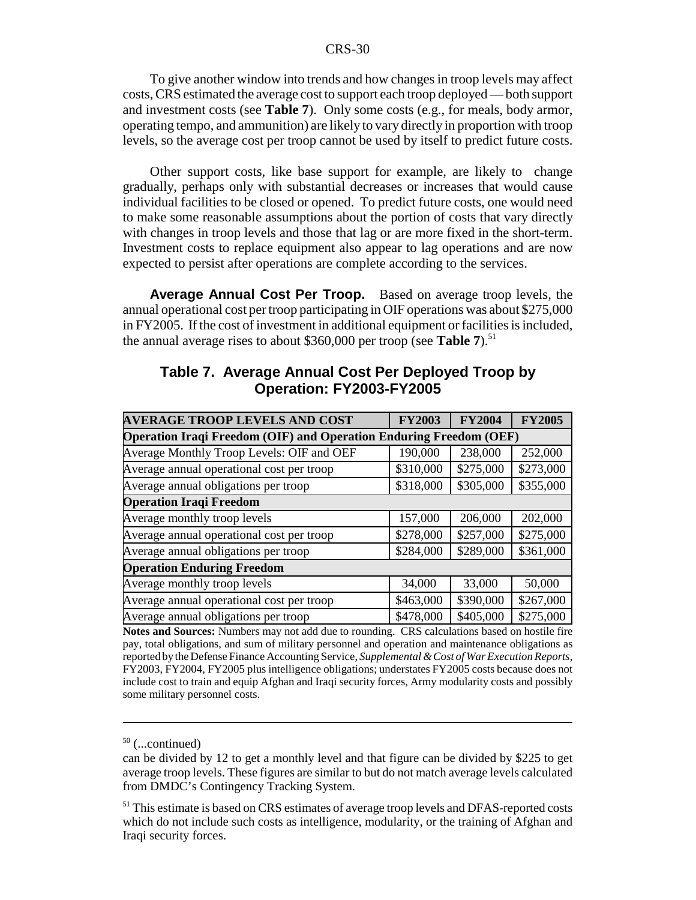To give another window into trends and how changes in troop levels may affect costs, CRS estimated the average cost to support each troop deployed — both support and investment costs (see **Table 7**). Only some costs (e.g., for meals, body armor, operating tempo, and ammunition) are likely to vary directly in proportion with troop levels, so the average cost per troop cannot be used by itself to predict future costs.

Other support costs, like base support for example, are likely to change gradually, perhaps only with substantial decreases or increases that would cause individual facilities to be closed or opened. To predict future costs, one would need to make some reasonable assumptions about the portion of costs that vary directly with changes in troop levels and those that lag or are more fixed in the short-term. Investment costs to replace equipment also appear to lag operations and are now expected to persist after operations are complete according to the services.

**Average Annual Cost Per Troop.** Based on average troop levels, the annual operational cost per troop participating in OIF operations was about $275,000 in FY2005. If the cost of investment in additional equipment or facilities is included, the annual average rises to about $360,000 per troop (see **Table 7**).[51]

## Table 7. Average Annual Cost Per Deployed Troop by Operation: FY2003-FY2005

| AVERAGE TROOP LEVELS AND COST | FY2003 | FY2004 | FY2005 |
|---|---|---|---|
| **Operation Iraqi Freedom (OIF) and Operation Enduring Freedom (OEF)** | | | |
| Average Monthly Troop Levels: OIF and OEF | 190,000 | 238,000 | 252,000 |
| Average annual operational cost per troop | $310,000 | $275,000 | $273,000 |
| Average annual obligations per troop | $318,000 | $305,000 | $355,000 |
| **Operation Iraqi Freedom** | | | |
| Average monthly troop levels | 157,000 | 206,000 | 202,000 |
| Average annual operational cost per troop | $278,000 | $257,000 | $275,000 |
| Average annual obligations per troop | $284,000 | $289,000 | $361,000 |
| **Operation Enduring Freedom** | | | |
| Average monthly troop levels | 34,000 | 33,000 | 50,000 |
| Average annual operational cost per troop | $463,000 | $390,000 | $267,000 |
| Average annual obligations per troop | $478,000 | $405,000 | $275,000 |

**Notes and Sources:** Numbers may not add due to rounding. CRS calculations based on hostile fire pay, total obligations, and sum of military personnel and operation and maintenance obligations as reported by the Defense Finance Accounting Service, *Supplemental & Cost of War Execution Reports*, FY2003, FY2004, FY2005 plus intelligence obligations; understates FY2005 costs because does not include cost to train and equip Afghan and Iraqi security forces, Army modularity costs and possibly some military personnel costs.

---

[50] (...continued)
can be divided by 12 to get a monthly level and that figure can be divided by $225 to get average troop levels. These figures are similar to but do not match average levels calculated from DMDC's Contingency Tracking System.

[51] This estimate is based on CRS estimates of average troop levels and DFAS-reported costs which do not include such costs as intelligence, modularity, or the training of Afghan and Iraqi security forces.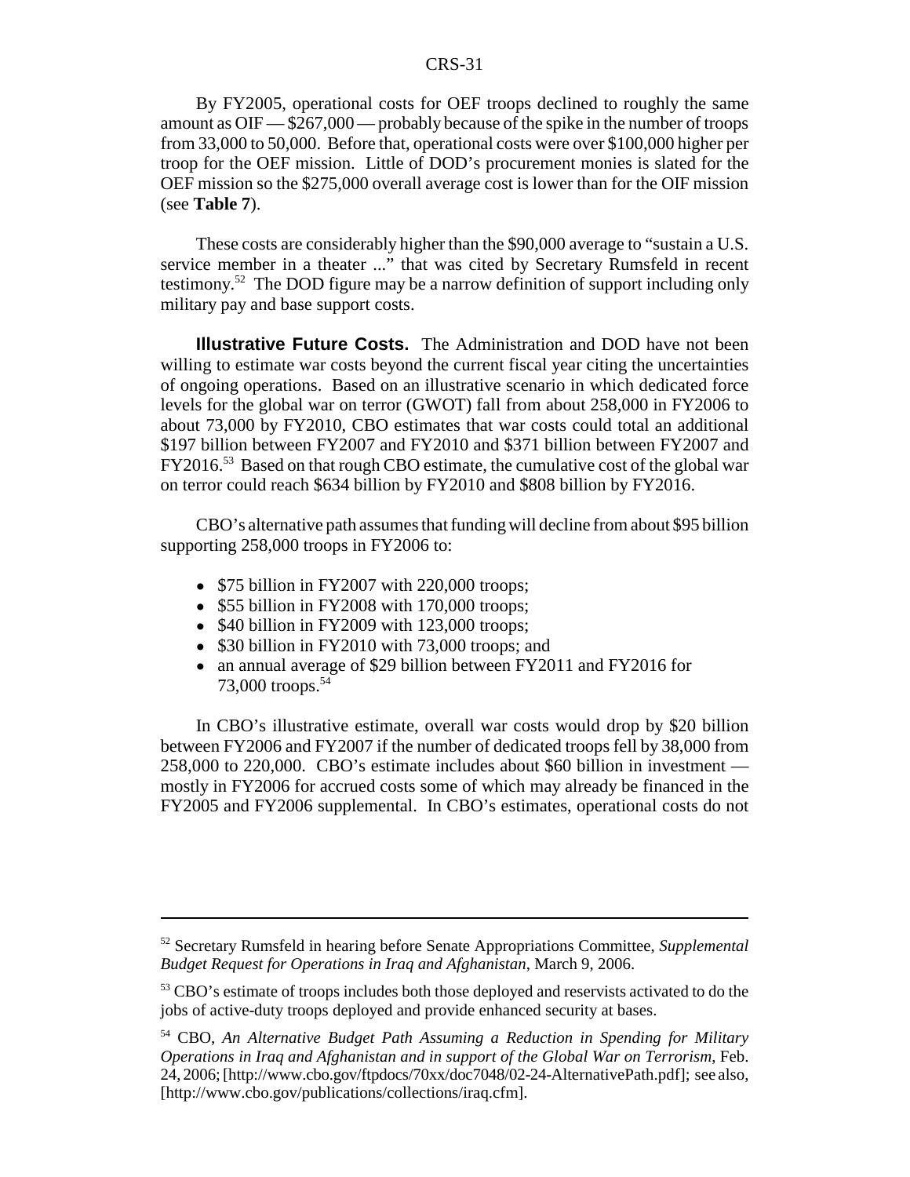By FY2005, operational costs for OEF troops declined to roughly the same amount as OIF — $267,000 — probably because of the spike in the number of troops from 33,000 to 50,000. Before that, operational costs were over $100,000 higher per troop for the OEF mission. Little of DOD's procurement monies is slated for the OEF mission so the $275,000 overall average cost is lower than for the OIF mission (see **Table 7**).

These costs are considerably higher than the $90,000 average to "sustain a U.S. service member in a theater ..." that was cited by Secretary Rumsfeld in recent testimony.[52] The DOD figure may be a narrow definition of support including only military pay and base support costs.

**Illustrative Future Costs.** The Administration and DOD have not been willing to estimate war costs beyond the current fiscal year citing the uncertainties of ongoing operations. Based on an illustrative scenario in which dedicated force levels for the global war on terror (GWOT) fall from about 258,000 in FY2006 to about 73,000 by FY2010, CBO estimates that war costs could total an additional $197 billion between FY2007 and FY2010 and $371 billion between FY2007 and FY2016.[53] Based on that rough CBO estimate, the cumulative cost of the global war on terror could reach $634 billion by FY2010 and $808 billion by FY2016.

CBO's alternative path assumes that funding will decline from about $95 billion supporting 258,000 troops in FY2006 to:

- $75 billion in FY2007 with 220,000 troops;
- $55 billion in FY2008 with 170,000 troops;
- $40 billion in FY2009 with 123,000 troops;
- $30 billion in FY2010 with 73,000 troops; and
- an annual average of $29 billion between FY2011 and FY2016 for 73,000 troops.[54]

In CBO's illustrative estimate, overall war costs would drop by $20 billion between FY2006 and FY2007 if the number of dedicated troops fell by 38,000 from 258,000 to 220,000. CBO's estimate includes about $60 billion in investment — mostly in FY2006 for accrued costs some of which may already be financed in the FY2005 and FY2006 supplemental. In CBO's estimates, operational costs do not

---

[52] Secretary Rumsfeld in hearing before Senate Appropriations Committee, *Supplemental Budget Request for Operations in Iraq and Afghanistan*, March 9, 2006.

[53] CBO's estimate of troops includes both those deployed and reservists activated to do the jobs of active-duty troops deployed and provide enhanced security at bases.

[54] CBO, *An Alternative Budget Path Assuming a Reduction in Spending for Military Operations in Iraq and Afghanistan and in support of the Global War on Terrorism*, Feb. 24, 2006; [http://www.cbo.gov/ftpdocs/70xx/doc7048/02-24-AlternativePath.pdf]; see also, [http://www.cbo.gov/publications/collections/iraq.cfm].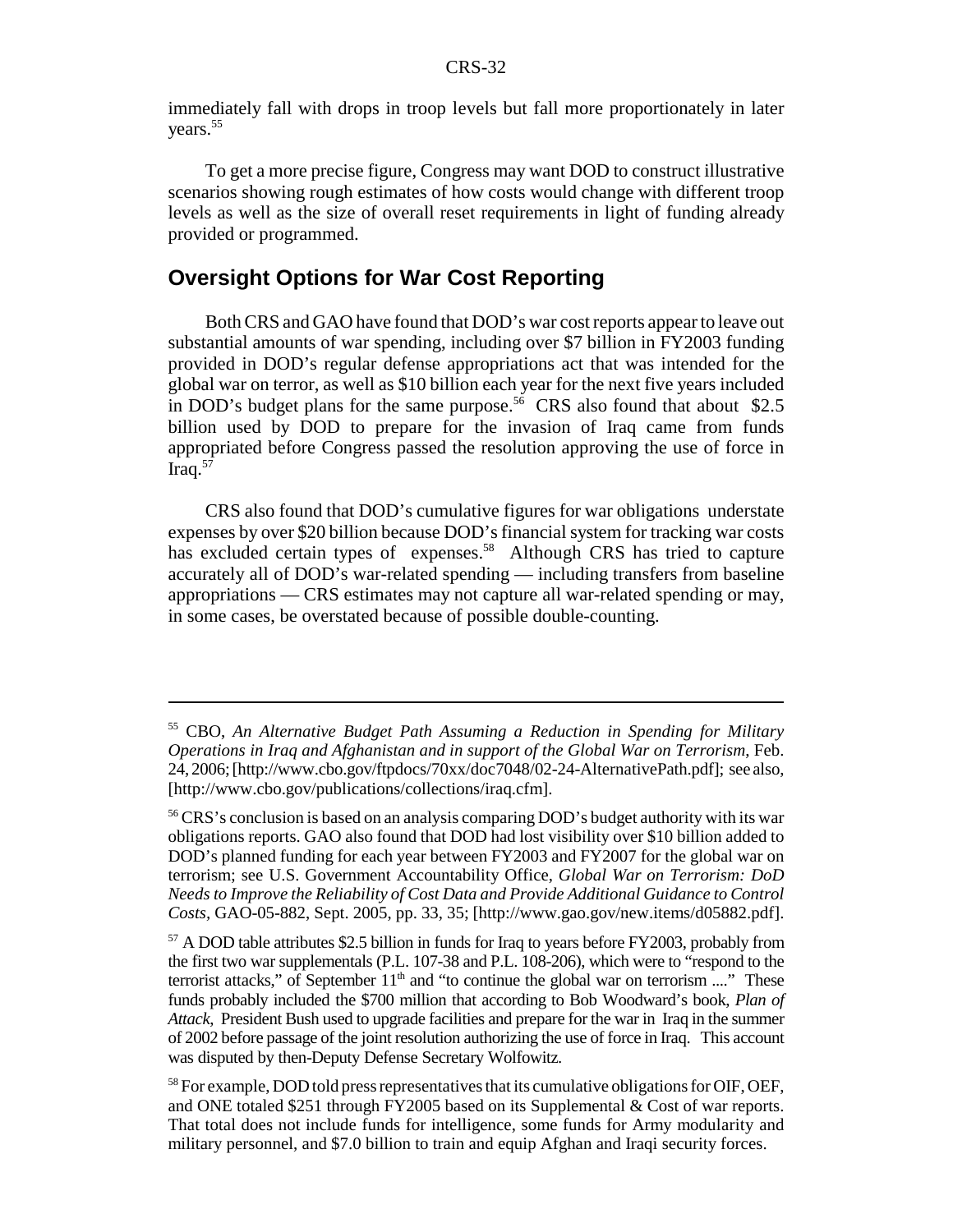immediately fall with drops in troop levels but fall more proportionately in later years.[55]

To get a more precise figure, Congress may want DOD to construct illustrative scenarios showing rough estimates of how costs would change with different troop levels as well as the size of overall reset requirements in light of funding already provided or programmed.

## Oversight Options for War Cost Reporting

Both CRS and GAO have found that DOD's war cost reports appear to leave out substantial amounts of war spending, including over $7 billion in FY2003 funding provided in DOD's regular defense appropriations act that was intended for the global war on terror, as well as $10 billion each year for the next five years included in DOD's budget plans for the same purpose.[56] CRS also found that about $2.5 billion used by DOD to prepare for the invasion of Iraq came from funds appropriated before Congress passed the resolution approving the use of force in Iraq.[57]

CRS also found that DOD's cumulative figures for war obligations understate expenses by over $20 billion because DOD's financial system for tracking war costs has excluded certain types of expenses.[58] Although CRS has tried to capture accurately all of DOD's war-related spending — including transfers from baseline appropriations — CRS estimates may not capture all war-related spending or may, in some cases, be overstated because of possible double-counting.

---

[55] CBO, *An Alternative Budget Path Assuming a Reduction in Spending for Military Operations in Iraq and Afghanistan and in support of the Global War on Terrorism*, Feb. 24, 2006; [http://www.cbo.gov/ftpdocs/70xx/doc7048/02-24-AlternativePath.pdf]; see also, [http://www.cbo.gov/publications/collections/iraq.cfm].

[56] CRS's conclusion is based on an analysis comparing DOD's budget authority with its war obligations reports. GAO also found that DOD had lost visibility over $10 billion added to DOD's planned funding for each year between FY2003 and FY2007 for the global war on terrorism; see U.S. Government Accountability Office, *Global War on Terrorism: DoD Needs to Improve the Reliability of Cost Data and Provide Additional Guidance to Control Costs*, GAO-05-882, Sept. 2005, pp. 33, 35; [http://www.gao.gov/new.items/d05882.pdf].

[57] A DOD table attributes $2.5 billion in funds for Iraq to years before FY2003, probably from the first two war supplementals (P.L. 107-38 and P.L. 108-206), which were to "respond to the terrorist attacks," of September 11th and "to continue the global war on terrorism ...." These funds probably included the $700 million that according to Bob Woodward's book, *Plan of Attack*, President Bush used to upgrade facilities and prepare for the war in Iraq in the summer of 2002 before passage of the joint resolution authorizing the use of force in Iraq. This account was disputed by then-Deputy Defense Secretary Wolfowitz.

[58] For example, DOD told press representatives that its cumulative obligations for OIF, OEF, and ONE totaled $251 through FY2005 based on its Supplemental & Cost of war reports. That total does not include funds for intelligence, some funds for Army modularity and military personnel, and $7.0 billion to train and equip Afghan and Iraqi security forces.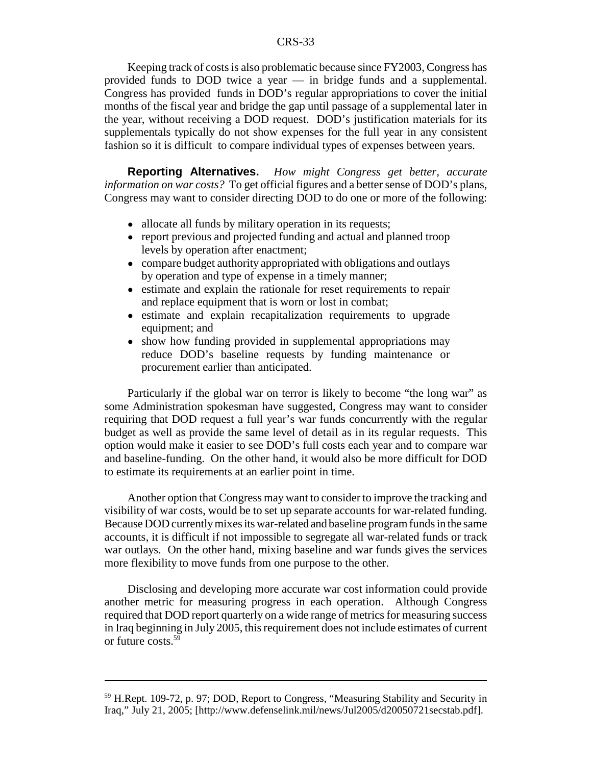Keeping track of costs is also problematic because since FY2003, Congress has provided funds to DOD twice a year — in bridge funds and a supplemental. Congress has provided funds in DOD's regular appropriations to cover the initial months of the fiscal year and bridge the gap until passage of a supplemental later in the year, without receiving a DOD request. DOD's justification materials for its supplementals typically do not show expenses for the full year in any consistent fashion so it is difficult to compare individual types of expenses between years.

**Reporting Alternatives.** *How might Congress get better, accurate information on war costs?* To get official figures and a better sense of DOD's plans, Congress may want to consider directing DOD to do one or more of the following:

- allocate all funds by military operation in its requests;
- report previous and projected funding and actual and planned troop levels by operation after enactment;
- compare budget authority appropriated with obligations and outlays by operation and type of expense in a timely manner;
- estimate and explain the rationale for reset requirements to repair and replace equipment that is worn or lost in combat;
- estimate and explain recapitalization requirements to upgrade equipment; and
- show how funding provided in supplemental appropriations may reduce DOD's baseline requests by funding maintenance or procurement earlier than anticipated.

Particularly if the global war on terror is likely to become "the long war" as some Administration spokesman have suggested, Congress may want to consider requiring that DOD request a full year's war funds concurrently with the regular budget as well as provide the same level of detail as in its regular requests. This option would make it easier to see DOD's full costs each year and to compare war and baseline-funding. On the other hand, it would also be more difficult for DOD to estimate its requirements at an earlier point in time.

Another option that Congress may want to consider to improve the tracking and visibility of war costs, would be to set up separate accounts for war-related funding. Because DOD currently mixes its war-related and baseline program funds in the same accounts, it is difficult if not impossible to segregate all war-related funds or track war outlays. On the other hand, mixing baseline and war funds gives the services more flexibility to move funds from one purpose to the other.

Disclosing and developing more accurate war cost information could provide another metric for measuring progress in each operation. Although Congress required that DOD report quarterly on a wide range of metrics for measuring success in Iraq beginning in July 2005, this requirement does not include estimates of current or future costs.[59]

---

[59] H.Rept. 109-72, p. 97; DOD, Report to Congress, "Measuring Stability and Security in Iraq," July 21, 2005; [http://www.defenselink.mil/news/Jul2005/d20050721secstab.pdf].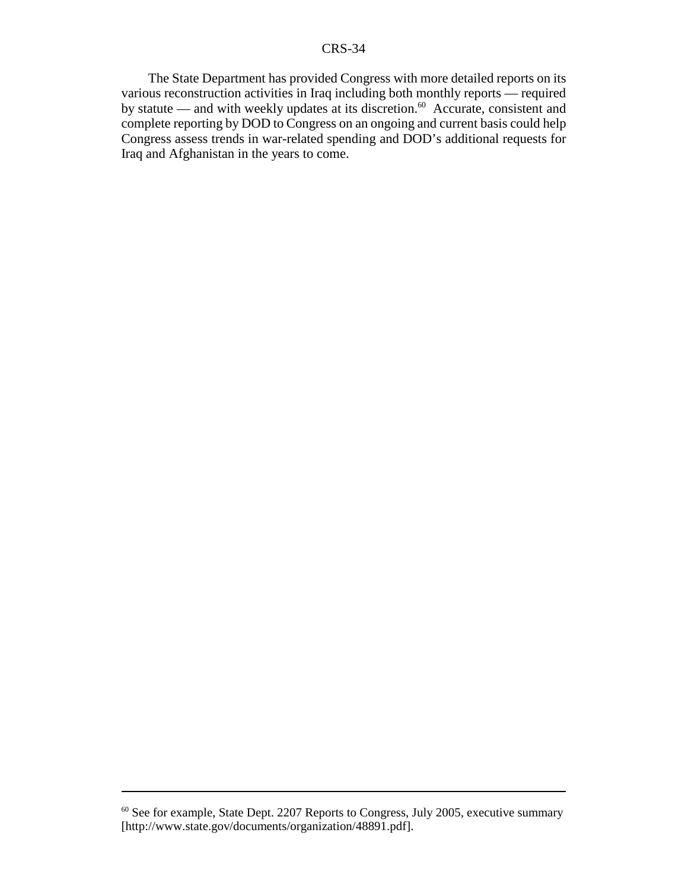The State Department has provided Congress with more detailed reports on its various reconstruction activities in Iraq including both monthly reports — required by statute — and with weekly updates at its discretion.[60] Accurate, consistent and complete reporting by DOD to Congress on an ongoing and current basis could help Congress assess trends in war-related spending and DOD's additional requests for Iraq and Afghanistan in the years to come.

---

[60] See for example, State Dept. 2207 Reports to Congress, July 2005, executive summary [http://www.state.gov/documents/organization/48891.pdf].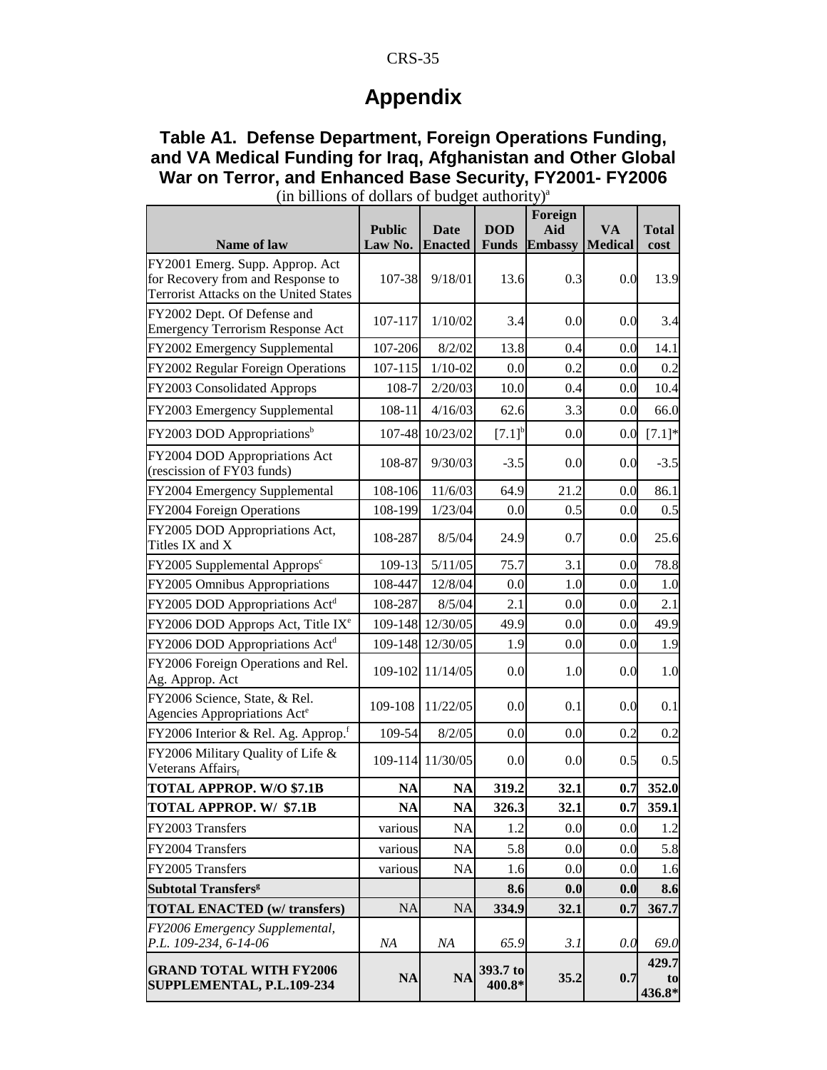# Appendix

## Table A1. Defense Department, Foreign Operations Funding, and VA Medical Funding for Iraq, Afghanistan and Other Global War on Terror, and Enhanced Base Security, FY2001- FY2006

(in billions of dollars of budget authority)[a]

| Name of law | Public Law No. | Date Enacted | DOD Funds | Foreign Aid Embassy | VA Medical | Total cost |
|---|---|---|---|---|---|---|
| FY2001 Emerg. Supp. Approp. Act for Recovery from and Response to Terrorist Attacks on the United States | 107-38 | 9/18/01 | 13.6 | 0.3 | 0.0 | 13.9 |
| FY2002 Dept. Of Defense and Emergency Terrorism Response Act | 107-117 | 1/10/02 | 3.4 | 0.0 | 0.0 | 3.4 |
| FY2002 Emergency Supplemental | 107-206 | 8/2/02 | 13.8 | 0.4 | 0.0 | 14.1 |
| FY2002 Regular Foreign Operations | 107-115 | 1/10-02 | 0.0 | 0.2 | 0.0 | 0.2 |
| FY2003 Consolidated Approps | 108-7 | 2/20/03 | 10.0 | 0.4 | 0.0 | 10.4 |
| FY2003 Emergency Supplemental | 108-11 | 4/16/03 | 62.6 | 3.3 | 0.0 | 66.0 |
| FY2003 DOD Appropriations[b] | 107-48 | 10/23/02 | [7.1][b] | 0.0 | 0.0 | [7.1]* |
| FY2004 DOD Appropriations Act (rescission of FY03 funds) | 108-87 | 9/30/03 | -3.5 | 0.0 | 0.0 | -3.5 |
| FY2004 Emergency Supplemental | 108-106 | 11/6/03 | 64.9 | 21.2 | 0.0 | 86.1 |
| FY2004 Foreign Operations | 108-199 | 1/23/04 | 0.0 | 0.5 | 0.0 | 0.5 |
| FY2005 DOD Appropriations Act, Titles IX and X | 108-287 | 8/5/04 | 24.9 | 0.7 | 0.0 | 25.6 |
| FY2005 Supplemental Approps[c] | 109-13 | 5/11/05 | 75.7 | 3.1 | 0.0 | 78.8 |
| FY2005 Omnibus Appropriations | 108-447 | 12/8/04 | 0.0 | 1.0 | 0.0 | 1.0 |
| FY2005 DOD Appropriations Act[d] | 108-287 | 8/5/04 | 2.1 | 0.0 | 0.0 | 2.1 |
| FY2006 DOD Approps Act, Title IX[e] | 109-148 | 12/30/05 | 49.9 | 0.0 | 0.0 | 49.9 |
| FY2006 DOD Appropriations Act[d] | 109-148 | 12/30/05 | 1.9 | 0.0 | 0.0 | 1.9 |
| FY2006 Foreign Operations and Rel. Ag. Approp. Act | 109-102 | 11/14/05 | 0.0 | 1.0 | 0.0 | 1.0 |
| FY2006 Science, State, & Rel. Agencies Appropriations Act[e] | 109-108 | 11/22/05 | 0.0 | 0.1 | 0.0 | 0.1 |
| FY2006 Interior & Rel. Ag. Approp.[f] | 109-54 | 8/2/05 | 0.0 | 0.0 | 0.2 | 0.2 |
| FY2006 Military Quality of Life & Veterans Affairs[f] | 109-114 | 11/30/05 | 0.0 | 0.0 | 0.5 | 0.5 |
| **TOTAL APPROP. W/O $7.1B** | **NA** | **NA** | **319.2** | **32.1** | **0.7** | **352.0** |
| **TOTAL APPROP. W/ $7.1B** | **NA** | **NA** | **326.3** | **32.1** | **0.7** | **359.1** |
| FY2003 Transfers | various | NA | 1.2 | 0.0 | 0.0 | 1.2 |
| FY2004 Transfers | various | NA | 5.8 | 0.0 | 0.0 | 5.8 |
| FY2005 Transfers | various | NA | 1.6 | 0.0 | 0.0 | 1.6 |
| **Subtotal Transfers[g]** | | | **8.6** | **0.0** | **0.0** | **8.6** |
| **TOTAL ENACTED (w/ transfers)** | NA | NA | **334.9** | **32.1** | **0.7** | **367.7** |
| *FY2006 Emergency Supplemental, P.L. 109-234, 6-14-06* | *NA* | *NA* | *65.9* | *3.1* | *0.0* | *69.0* |
| **GRAND TOTAL WITH FY2006 SUPPLEMENTAL, P.L.109-234** | **NA** | **NA** | **393.7 to 400.8*** | **35.2** | **0.7** | **429.7 to 436.8*** |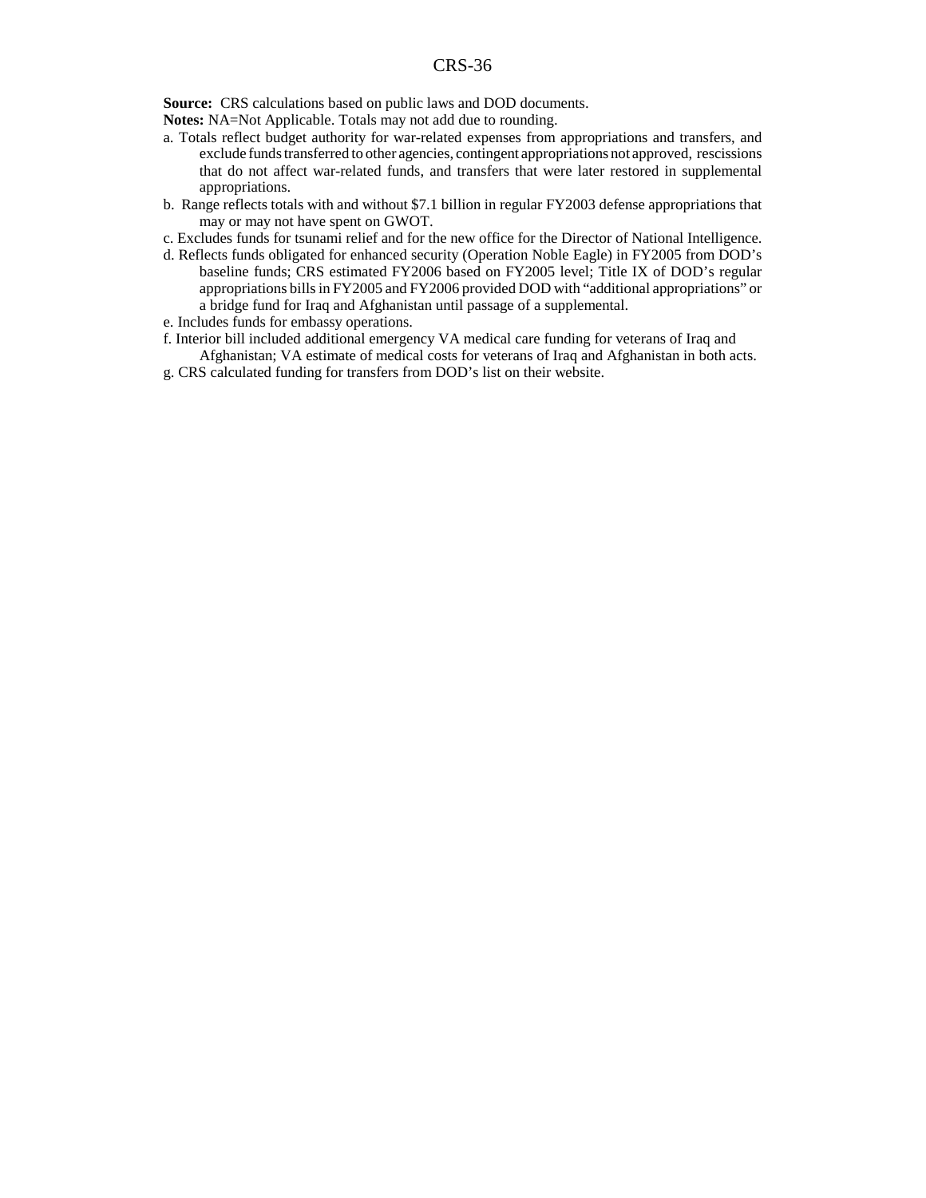**Source:** CRS calculations based on public laws and DOD documents.

**Notes:** NA=Not Applicable. Totals may not add due to rounding.

a. Totals reflect budget authority for war-related expenses from appropriations and transfers, and exclude funds transferred to other agencies, contingent appropriations not approved, rescissions that do not affect war-related funds, and transfers that were later restored in supplemental appropriations.

b. Range reflects totals with and without $7.1 billion in regular FY2003 defense appropriations that may or may not have spent on GWOT.

c. Excludes funds for tsunami relief and for the new office for the Director of National Intelligence.

d. Reflects funds obligated for enhanced security (Operation Noble Eagle) in FY2005 from DOD's baseline funds; CRS estimated FY2006 based on FY2005 level; Title IX of DOD's regular appropriations bills in FY2005 and FY2006 provided DOD with "additional appropriations" or a bridge fund for Iraq and Afghanistan until passage of a supplemental.

e. Includes funds for embassy operations.

f. Interior bill included additional emergency VA medical care funding for veterans of Iraq and Afghanistan; VA estimate of medical costs for veterans of Iraq and Afghanistan in both acts.

g. CRS calculated funding for transfers from DOD's list on their website.